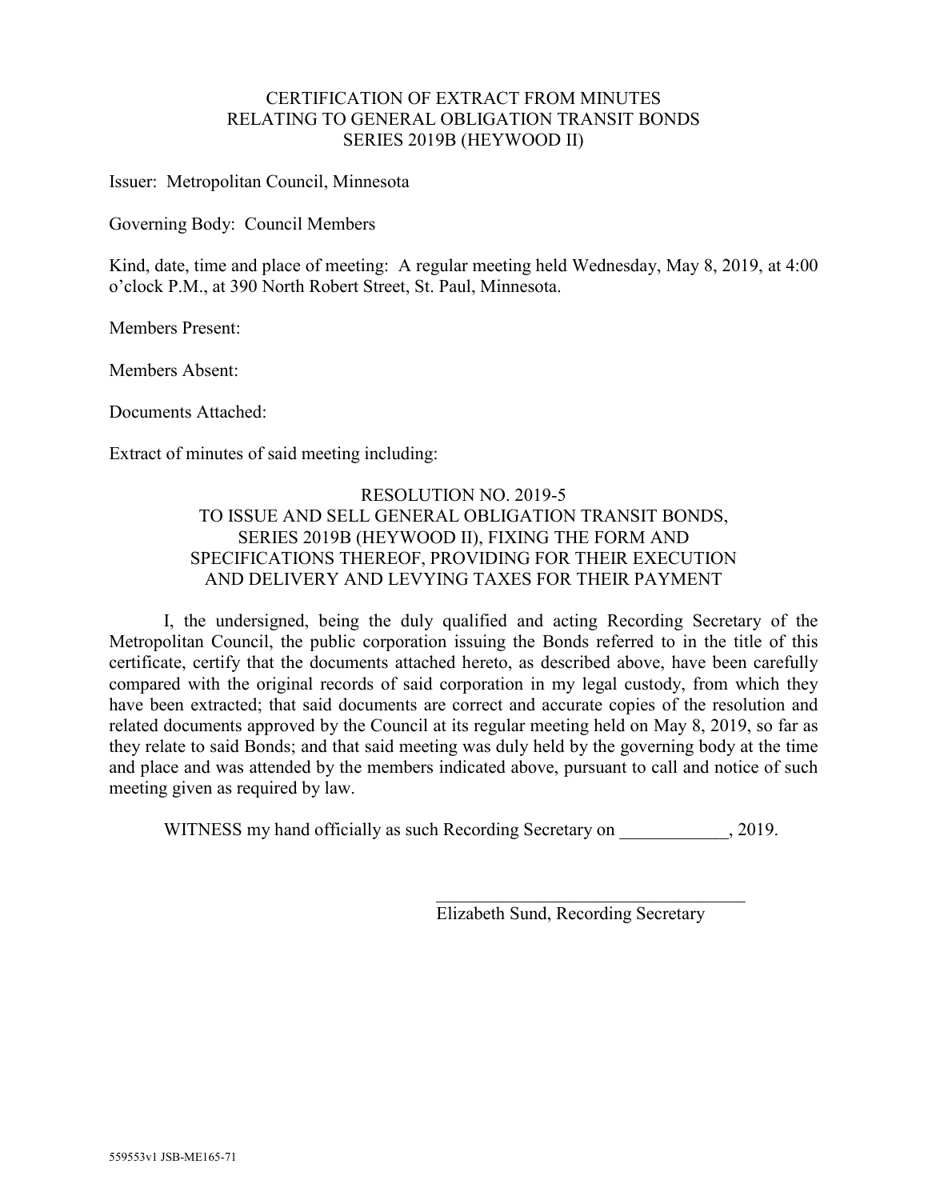# CERTIFICATION OF EXTRACT FROM MINUTES RELATING TO GENERAL OBLIGATION TRANSIT BONDS SERIES 2019B (HEYWOOD II)

Issuer: Metropolitan Council, Minnesota

Governing Body: Council Members

Kind, date, time and place of meeting: A regular meeting held Wednesday, May 8, 2019, at 4:00 o'clock P.M., at 390 North Robert Street, St. Paul, Minnesota.

Members Present:

Members Absent:

Documents Attached:

Extract of minutes of said meeting including:

## RESOLUTION NO. 2019-5 TO ISSUE AND SELL GENERAL OBLIGATION TRANSIT BONDS, SERIES 2019B (HEYWOOD II), FIXING THE FORM AND SPECIFICATIONS THEREOF, PROVIDING FOR THEIR EXECUTION AND DELIVERY AND LEVYING TAXES FOR THEIR PAYMENT

I, the undersigned, being the duly qualified and acting Recording Secretary of the Metropolitan Council, the public corporation issuing the Bonds referred to in the title of this certificate, certify that the documents attached hereto, as described above, have been carefully compared with the original records of said corporation in my legal custody, from which they have been extracted; that said documents are correct and accurate copies of the resolution and related documents approved by the Council at its regular meeting held on May 8, 2019, so far as they relate to said Bonds; and that said meeting was duly held by the governing body at the time and place and was attended by the members indicated above, pursuant to call and notice of such meeting given as required by law.

WITNESS my hand officially as such Recording Secretary on ____________, 2019.

____________________________________
Elizabeth Sund, Recording Secretary

559553v1 JSB-ME165-71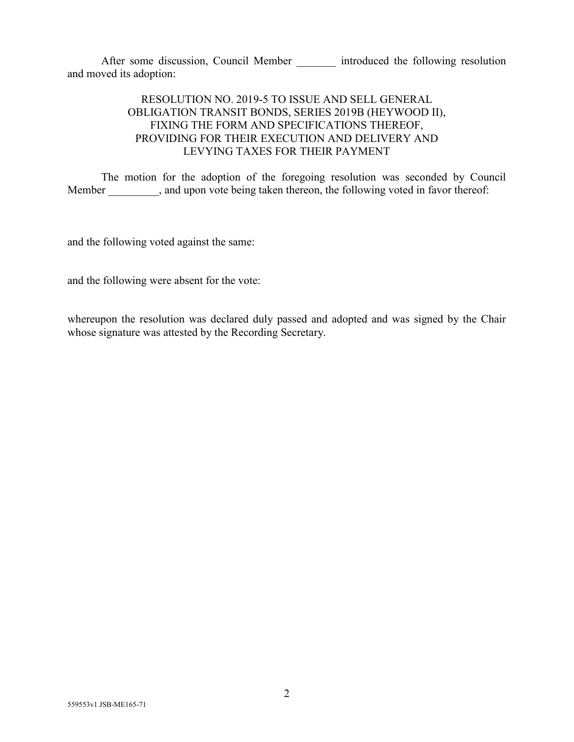After some discussion, Council Member _______ introduced the following resolution and moved its adoption:

RESOLUTION NO. 2019-5 TO ISSUE AND SELL GENERAL OBLIGATION TRANSIT BONDS, SERIES 2019B (HEYWOOD II), FIXING THE FORM AND SPECIFICATIONS THEREOF, PROVIDING FOR THEIR EXECUTION AND DELIVERY AND LEVYING TAXES FOR THEIR PAYMENT

The motion for the adoption of the foregoing resolution was seconded by Council Member _________, and upon vote being taken thereon, the following voted in favor thereof:

and the following voted against the same:

and the following were absent for the vote:

whereupon the resolution was declared duly passed and adopted and was signed by the Chair whose signature was attested by the Recording Secretary.

559553v1 JSB-ME165-71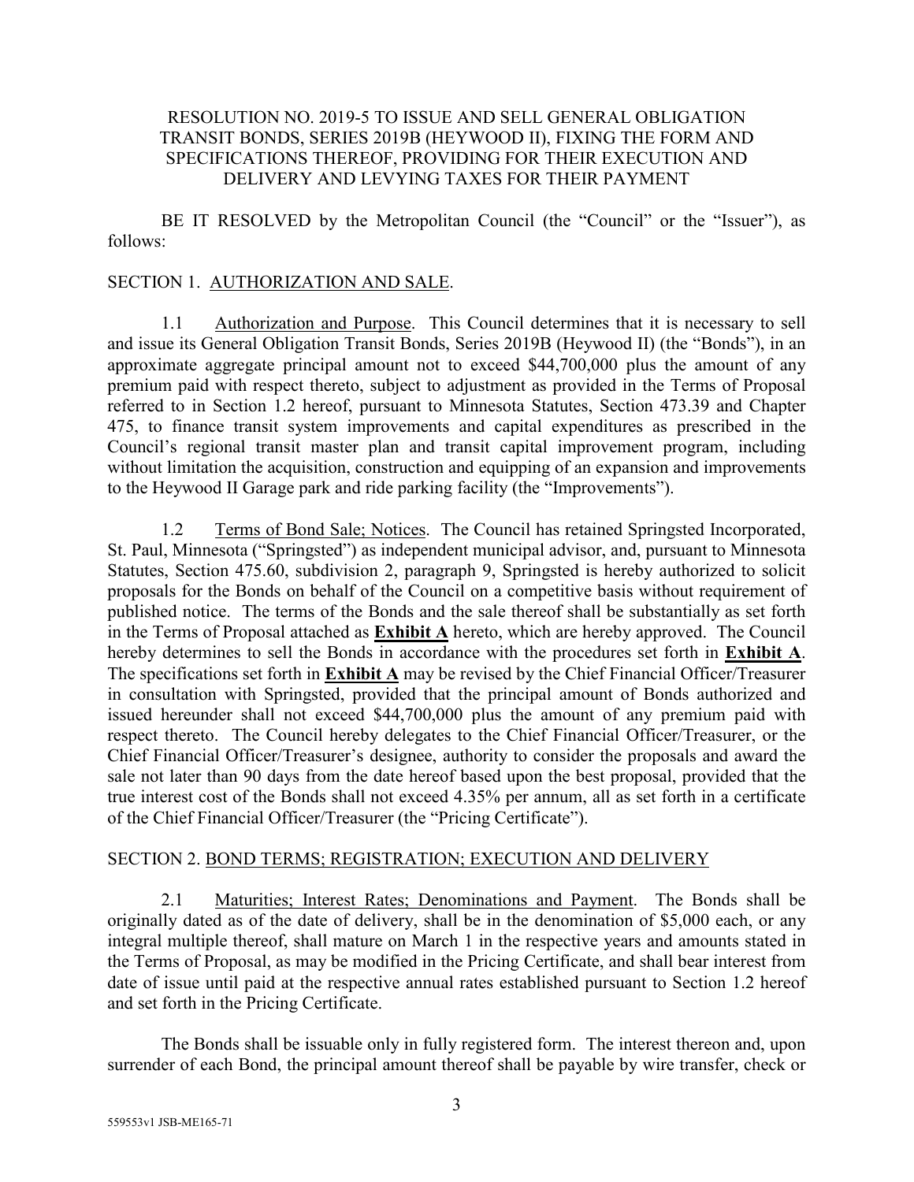RESOLUTION NO. 2019-5 TO ISSUE AND SELL GENERAL OBLIGATION TRANSIT BONDS, SERIES 2019B (HEYWOOD II), FIXING THE FORM AND SPECIFICATIONS THEREOF, PROVIDING FOR THEIR EXECUTION AND DELIVERY AND LEVYING TAXES FOR THEIR PAYMENT

BE IT RESOLVED by the Metropolitan Council (the "Council" or the "Issuer"), as follows:

## SECTION 1. AUTHORIZATION AND SALE.

1.1 Authorization and Purpose. This Council determines that it is necessary to sell and issue its General Obligation Transit Bonds, Series 2019B (Heywood II) (the "Bonds"), in an approximate aggregate principal amount not to exceed $44,700,000 plus the amount of any premium paid with respect thereto, subject to adjustment as provided in the Terms of Proposal referred to in Section 1.2 hereof, pursuant to Minnesota Statutes, Section 473.39 and Chapter 475, to finance transit system improvements and capital expenditures as prescribed in the Council's regional transit master plan and transit capital improvement program, including without limitation the acquisition, construction and equipping of an expansion and improvements to the Heywood II Garage park and ride parking facility (the "Improvements").

1.2 Terms of Bond Sale; Notices. The Council has retained Springsted Incorporated, St. Paul, Minnesota ("Springsted") as independent municipal advisor, and, pursuant to Minnesota Statutes, Section 475.60, subdivision 2, paragraph 9, Springsted is hereby authorized to solicit proposals for the Bonds on behalf of the Council on a competitive basis without requirement of published notice. The terms of the Bonds and the sale thereof shall be substantially as set forth in the Terms of Proposal attached as **Exhibit A** hereto, which are hereby approved. The Council hereby determines to sell the Bonds in accordance with the procedures set forth in **Exhibit A**. The specifications set forth in **Exhibit A** may be revised by the Chief Financial Officer/Treasurer in consultation with Springsted, provided that the principal amount of Bonds authorized and issued hereunder shall not exceed $44,700,000 plus the amount of any premium paid with respect thereto. The Council hereby delegates to the Chief Financial Officer/Treasurer, or the Chief Financial Officer/Treasurer's designee, authority to consider the proposals and award the sale not later than 90 days from the date hereof based upon the best proposal, provided that the true interest cost of the Bonds shall not exceed 4.35% per annum, all as set forth in a certificate of the Chief Financial Officer/Treasurer (the "Pricing Certificate").

## SECTION 2. BOND TERMS; REGISTRATION; EXECUTION AND DELIVERY

2.1 Maturities; Interest Rates; Denominations and Payment. The Bonds shall be originally dated as of the date of delivery, shall be in the denomination of $5,000 each, or any integral multiple thereof, shall mature on March 1 in the respective years and amounts stated in the Terms of Proposal, as may be modified in the Pricing Certificate, and shall bear interest from date of issue until paid at the respective annual rates established pursuant to Section 1.2 hereof and set forth in the Pricing Certificate.

The Bonds shall be issuable only in fully registered form. The interest thereon and, upon surrender of each Bond, the principal amount thereof shall be payable by wire transfer, check or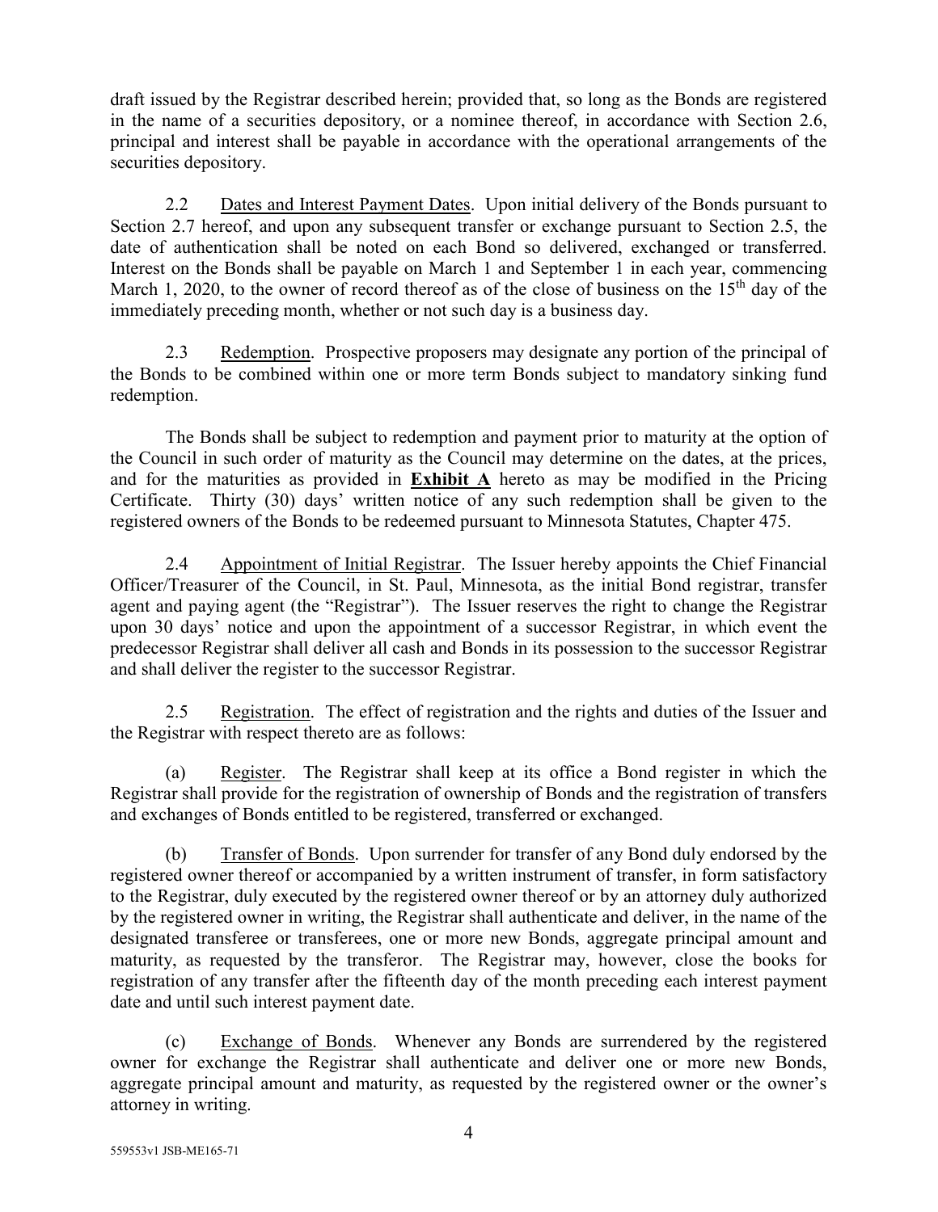draft issued by the Registrar described herein; provided that, so long as the Bonds are registered in the name of a securities depository, or a nominee thereof, in accordance with Section 2.6, principal and interest shall be payable in accordance with the operational arrangements of the securities depository.

2.2 Dates and Interest Payment Dates. Upon initial delivery of the Bonds pursuant to Section 2.7 hereof, and upon any subsequent transfer or exchange pursuant to Section 2.5, the date of authentication shall be noted on each Bond so delivered, exchanged or transferred. Interest on the Bonds shall be payable on March 1 and September 1 in each year, commencing March 1, 2020, to the owner of record thereof as of the close of business on the 15th day of the immediately preceding month, whether or not such day is a business day.

2.3 Redemption. Prospective proposers may designate any portion of the principal of the Bonds to be combined within one or more term Bonds subject to mandatory sinking fund redemption.

The Bonds shall be subject to redemption and payment prior to maturity at the option of the Council in such order of maturity as the Council may determine on the dates, at the prices, and for the maturities as provided in **Exhibit A** hereto as may be modified in the Pricing Certificate. Thirty (30) days' written notice of any such redemption shall be given to the registered owners of the Bonds to be redeemed pursuant to Minnesota Statutes, Chapter 475.

2.4 Appointment of Initial Registrar. The Issuer hereby appoints the Chief Financial Officer/Treasurer of the Council, in St. Paul, Minnesota, as the initial Bond registrar, transfer agent and paying agent (the "Registrar"). The Issuer reserves the right to change the Registrar upon 30 days' notice and upon the appointment of a successor Registrar, in which event the predecessor Registrar shall deliver all cash and Bonds in its possession to the successor Registrar and shall deliver the register to the successor Registrar.

2.5 Registration. The effect of registration and the rights and duties of the Issuer and the Registrar with respect thereto are as follows:

(a) Register. The Registrar shall keep at its office a Bond register in which the Registrar shall provide for the registration of ownership of Bonds and the registration of transfers and exchanges of Bonds entitled to be registered, transferred or exchanged.

(b) Transfer of Bonds. Upon surrender for transfer of any Bond duly endorsed by the registered owner thereof or accompanied by a written instrument of transfer, in form satisfactory to the Registrar, duly executed by the registered owner thereof or by an attorney duly authorized by the registered owner in writing, the Registrar shall authenticate and deliver, in the name of the designated transferee or transferees, one or more new Bonds, aggregate principal amount and maturity, as requested by the transferor. The Registrar may, however, close the books for registration of any transfer after the fifteenth day of the month preceding each interest payment date and until such interest payment date.

(c) Exchange of Bonds. Whenever any Bonds are surrendered by the registered owner for exchange the Registrar shall authenticate and deliver one or more new Bonds, aggregate principal amount and maturity, as requested by the registered owner or the owner's attorney in writing.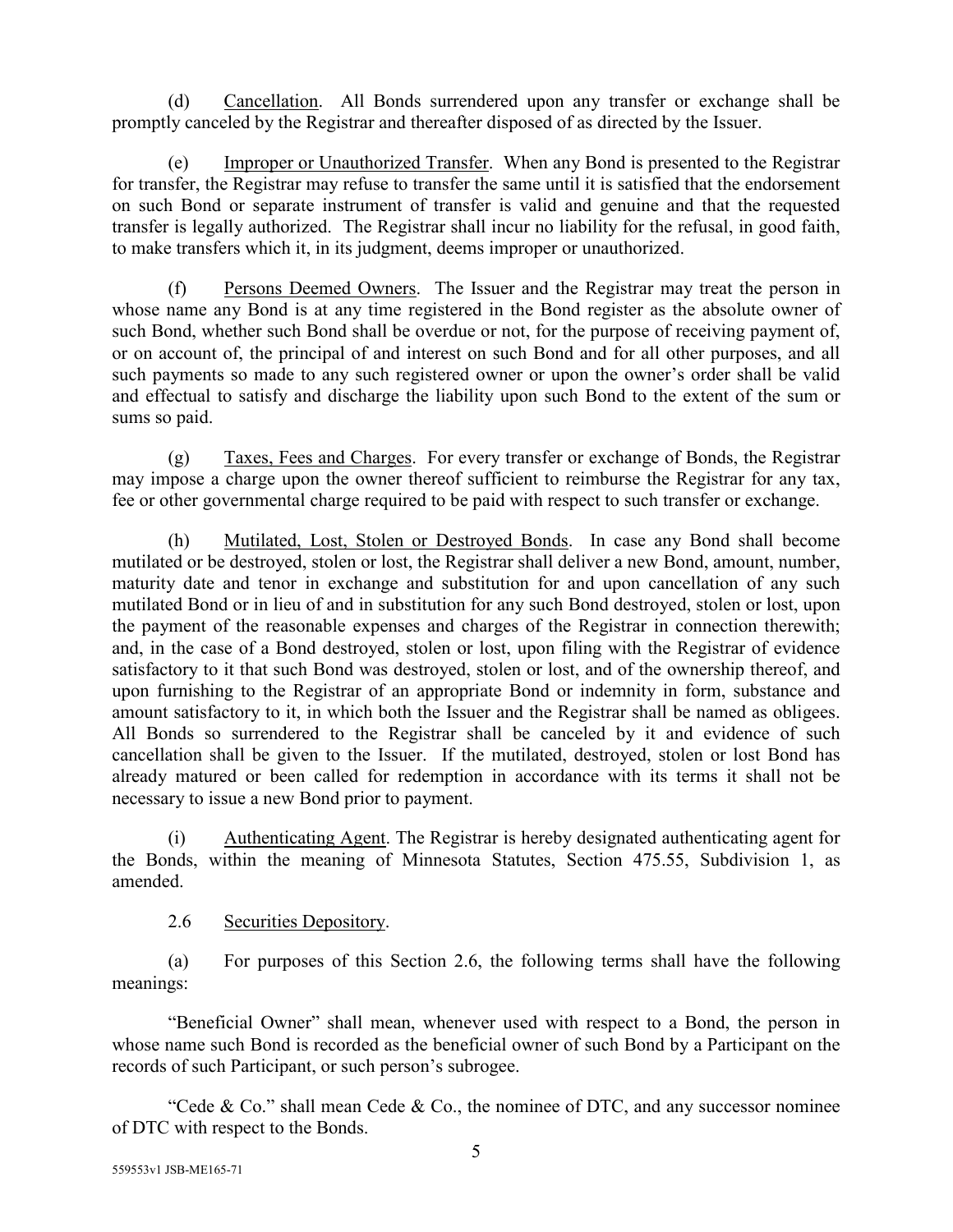(d) Cancellation. All Bonds surrendered upon any transfer or exchange shall be promptly canceled by the Registrar and thereafter disposed of as directed by the Issuer.

(e) Improper or Unauthorized Transfer. When any Bond is presented to the Registrar for transfer, the Registrar may refuse to transfer the same until it is satisfied that the endorsement on such Bond or separate instrument of transfer is valid and genuine and that the requested transfer is legally authorized. The Registrar shall incur no liability for the refusal, in good faith, to make transfers which it, in its judgment, deems improper or unauthorized.

(f) Persons Deemed Owners. The Issuer and the Registrar may treat the person in whose name any Bond is at any time registered in the Bond register as the absolute owner of such Bond, whether such Bond shall be overdue or not, for the purpose of receiving payment of, or on account of, the principal of and interest on such Bond and for all other purposes, and all such payments so made to any such registered owner or upon the owner's order shall be valid and effectual to satisfy and discharge the liability upon such Bond to the extent of the sum or sums so paid.

(g) Taxes, Fees and Charges. For every transfer or exchange of Bonds, the Registrar may impose a charge upon the owner thereof sufficient to reimburse the Registrar for any tax, fee or other governmental charge required to be paid with respect to such transfer or exchange.

(h) Mutilated, Lost, Stolen or Destroyed Bonds. In case any Bond shall become mutilated or be destroyed, stolen or lost, the Registrar shall deliver a new Bond, amount, number, maturity date and tenor in exchange and substitution for and upon cancellation of any such mutilated Bond or in lieu of and in substitution for any such Bond destroyed, stolen or lost, upon the payment of the reasonable expenses and charges of the Registrar in connection therewith; and, in the case of a Bond destroyed, stolen or lost, upon filing with the Registrar of evidence satisfactory to it that such Bond was destroyed, stolen or lost, and of the ownership thereof, and upon furnishing to the Registrar of an appropriate Bond or indemnity in form, substance and amount satisfactory to it, in which both the Issuer and the Registrar shall be named as obligees. All Bonds so surrendered to the Registrar shall be canceled by it and evidence of such cancellation shall be given to the Issuer. If the mutilated, destroyed, stolen or lost Bond has already matured or been called for redemption in accordance with its terms it shall not be necessary to issue a new Bond prior to payment.

(i) Authenticating Agent. The Registrar is hereby designated authenticating agent for the Bonds, within the meaning of Minnesota Statutes, Section 475.55, Subdivision 1, as amended.

2.6 Securities Depository.

(a) For purposes of this Section 2.6, the following terms shall have the following meanings:

"Beneficial Owner" shall mean, whenever used with respect to a Bond, the person in whose name such Bond is recorded as the beneficial owner of such Bond by a Participant on the records of such Participant, or such person's subrogee.

"Cede & Co." shall mean Cede & Co., the nominee of DTC, and any successor nominee of DTC with respect to the Bonds.

559553v1 JSB-ME165-71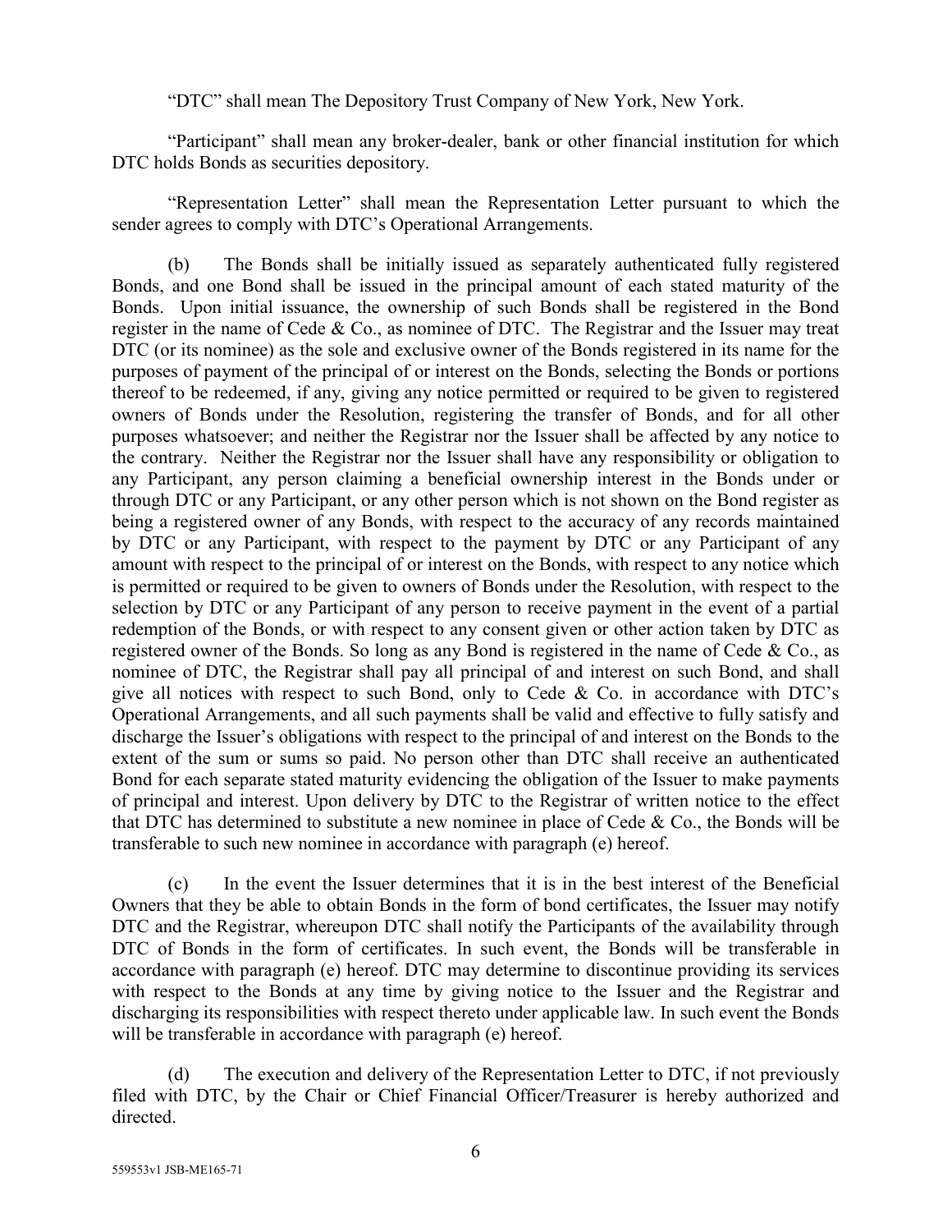"DTC" shall mean The Depository Trust Company of New York, New York.

"Participant" shall mean any broker-dealer, bank or other financial institution for which DTC holds Bonds as securities depository.

"Representation Letter" shall mean the Representation Letter pursuant to which the sender agrees to comply with DTC's Operational Arrangements.

(b) The Bonds shall be initially issued as separately authenticated fully registered Bonds, and one Bond shall be issued in the principal amount of each stated maturity of the Bonds. Upon initial issuance, the ownership of such Bonds shall be registered in the Bond register in the name of Cede & Co., as nominee of DTC. The Registrar and the Issuer may treat DTC (or its nominee) as the sole and exclusive owner of the Bonds registered in its name for the purposes of payment of the principal of or interest on the Bonds, selecting the Bonds or portions thereof to be redeemed, if any, giving any notice permitted or required to be given to registered owners of Bonds under the Resolution, registering the transfer of Bonds, and for all other purposes whatsoever; and neither the Registrar nor the Issuer shall be affected by any notice to the contrary. Neither the Registrar nor the Issuer shall have any responsibility or obligation to any Participant, any person claiming a beneficial ownership interest in the Bonds under or through DTC or any Participant, or any other person which is not shown on the Bond register as being a registered owner of any Bonds, with respect to the accuracy of any records maintained by DTC or any Participant, with respect to the payment by DTC or any Participant of any amount with respect to the principal of or interest on the Bonds, with respect to any notice which is permitted or required to be given to owners of Bonds under the Resolution, with respect to the selection by DTC or any Participant of any person to receive payment in the event of a partial redemption of the Bonds, or with respect to any consent given or other action taken by DTC as registered owner of the Bonds. So long as any Bond is registered in the name of Cede & Co., as nominee of DTC, the Registrar shall pay all principal of and interest on such Bond, and shall give all notices with respect to such Bond, only to Cede & Co. in accordance with DTC's Operational Arrangements, and all such payments shall be valid and effective to fully satisfy and discharge the Issuer's obligations with respect to the principal of and interest on the Bonds to the extent of the sum or sums so paid. No person other than DTC shall receive an authenticated Bond for each separate stated maturity evidencing the obligation of the Issuer to make payments of principal and interest. Upon delivery by DTC to the Registrar of written notice to the effect that DTC has determined to substitute a new nominee in place of Cede & Co., the Bonds will be transferable to such new nominee in accordance with paragraph (e) hereof.

(c) In the event the Issuer determines that it is in the best interest of the Beneficial Owners that they be able to obtain Bonds in the form of bond certificates, the Issuer may notify DTC and the Registrar, whereupon DTC shall notify the Participants of the availability through DTC of Bonds in the form of certificates. In such event, the Bonds will be transferable in accordance with paragraph (e) hereof. DTC may determine to discontinue providing its services with respect to the Bonds at any time by giving notice to the Issuer and the Registrar and discharging its responsibilities with respect thereto under applicable law. In such event the Bonds will be transferable in accordance with paragraph (e) hereof.

(d) The execution and delivery of the Representation Letter to DTC, if not previously filed with DTC, by the Chair or Chief Financial Officer/Treasurer is hereby authorized and directed.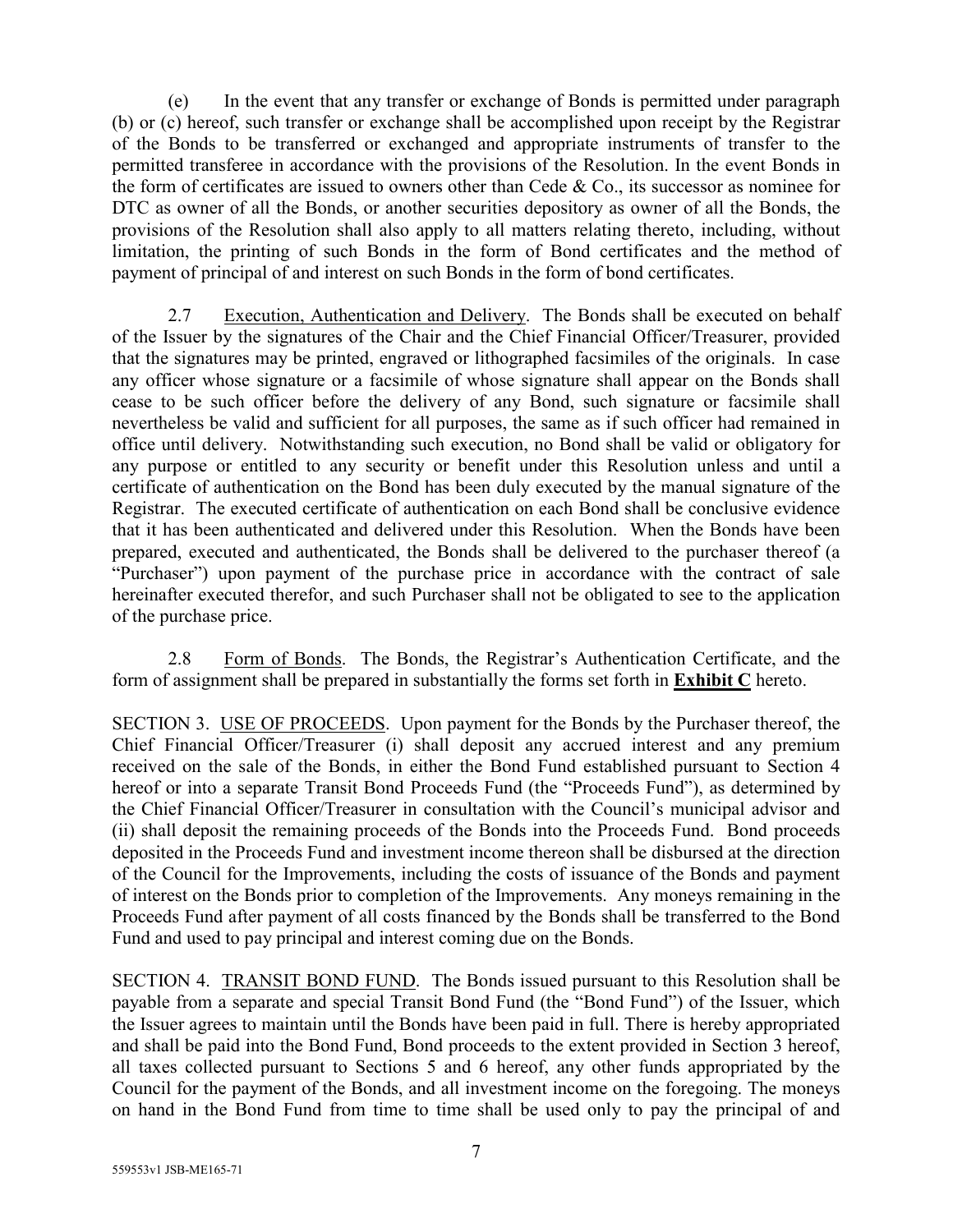(e) In the event that any transfer or exchange of Bonds is permitted under paragraph (b) or (c) hereof, such transfer or exchange shall be accomplished upon receipt by the Registrar of the Bonds to be transferred or exchanged and appropriate instruments of transfer to the permitted transferee in accordance with the provisions of the Resolution. In the event Bonds in the form of certificates are issued to owners other than Cede & Co., its successor as nominee for DTC as owner of all the Bonds, or another securities depository as owner of all the Bonds, the provisions of the Resolution shall also apply to all matters relating thereto, including, without limitation, the printing of such Bonds in the form of Bond certificates and the method of payment of principal of and interest on such Bonds in the form of bond certificates.

2.7 Execution, Authentication and Delivery. The Bonds shall be executed on behalf of the Issuer by the signatures of the Chair and the Chief Financial Officer/Treasurer, provided that the signatures may be printed, engraved or lithographed facsimiles of the originals. In case any officer whose signature or a facsimile of whose signature shall appear on the Bonds shall cease to be such officer before the delivery of any Bond, such signature or facsimile shall nevertheless be valid and sufficient for all purposes, the same as if such officer had remained in office until delivery. Notwithstanding such execution, no Bond shall be valid or obligatory for any purpose or entitled to any security or benefit under this Resolution unless and until a certificate of authentication on the Bond has been duly executed by the manual signature of the Registrar. The executed certificate of authentication on each Bond shall be conclusive evidence that it has been authenticated and delivered under this Resolution. When the Bonds have been prepared, executed and authenticated, the Bonds shall be delivered to the purchaser thereof (a "Purchaser") upon payment of the purchase price in accordance with the contract of sale hereinafter executed therefor, and such Purchaser shall not be obligated to see to the application of the purchase price.

2.8 Form of Bonds. The Bonds, the Registrar's Authentication Certificate, and the form of assignment shall be prepared in substantially the forms set forth in **Exhibit C** hereto.

SECTION 3. USE OF PROCEEDS. Upon payment for the Bonds by the Purchaser thereof, the Chief Financial Officer/Treasurer (i) shall deposit any accrued interest and any premium received on the sale of the Bonds, in either the Bond Fund established pursuant to Section 4 hereof or into a separate Transit Bond Proceeds Fund (the "Proceeds Fund"), as determined by the Chief Financial Officer/Treasurer in consultation with the Council's municipal advisor and (ii) shall deposit the remaining proceeds of the Bonds into the Proceeds Fund. Bond proceeds deposited in the Proceeds Fund and investment income thereon shall be disbursed at the direction of the Council for the Improvements, including the costs of issuance of the Bonds and payment of interest on the Bonds prior to completion of the Improvements. Any moneys remaining in the Proceeds Fund after payment of all costs financed by the Bonds shall be transferred to the Bond Fund and used to pay principal and interest coming due on the Bonds.

SECTION 4. TRANSIT BOND FUND. The Bonds issued pursuant to this Resolution shall be payable from a separate and special Transit Bond Fund (the "Bond Fund") of the Issuer, which the Issuer agrees to maintain until the Bonds have been paid in full. There is hereby appropriated and shall be paid into the Bond Fund, Bond proceeds to the extent provided in Section 3 hereof, all taxes collected pursuant to Sections 5 and 6 hereof, any other funds appropriated by the Council for the payment of the Bonds, and all investment income on the foregoing. The moneys on hand in the Bond Fund from time to time shall be used only to pay the principal of and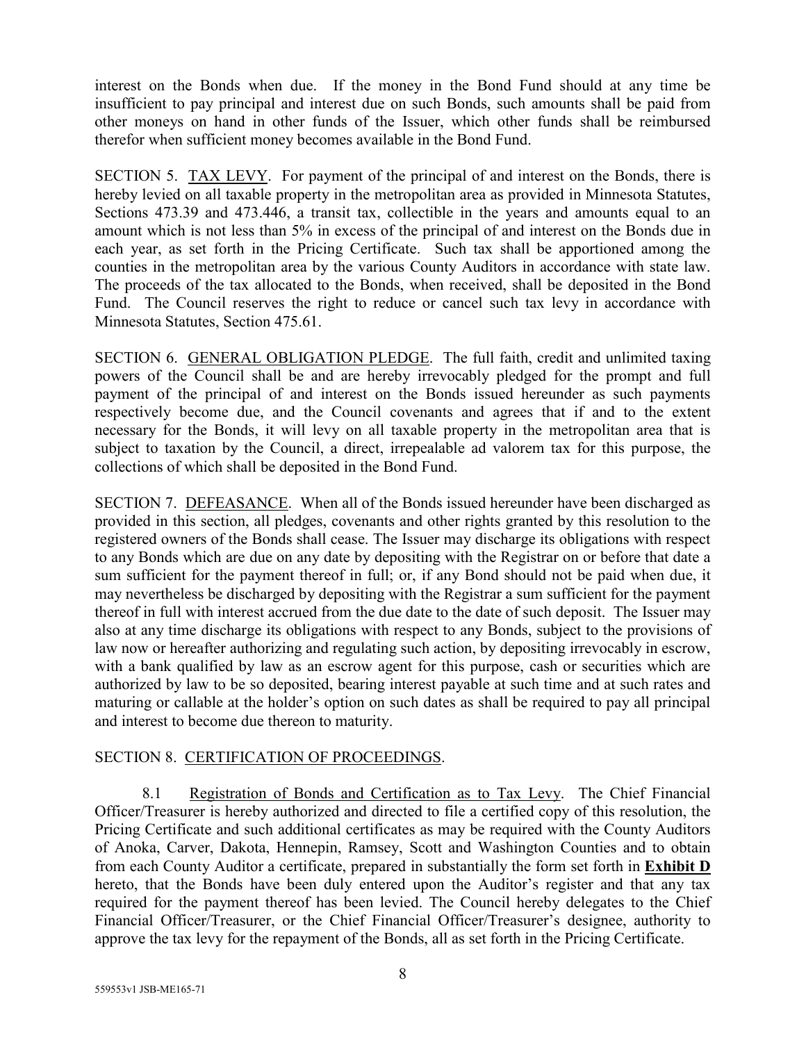interest on the Bonds when due. If the money in the Bond Fund should at any time be insufficient to pay principal and interest due on such Bonds, such amounts shall be paid from other moneys on hand in other funds of the Issuer, which other funds shall be reimbursed therefor when sufficient money becomes available in the Bond Fund.

SECTION 5. TAX LEVY. For payment of the principal of and interest on the Bonds, there is hereby levied on all taxable property in the metropolitan area as provided in Minnesota Statutes, Sections 473.39 and 473.446, a transit tax, collectible in the years and amounts equal to an amount which is not less than 5% in excess of the principal of and interest on the Bonds due in each year, as set forth in the Pricing Certificate. Such tax shall be apportioned among the counties in the metropolitan area by the various County Auditors in accordance with state law. The proceeds of the tax allocated to the Bonds, when received, shall be deposited in the Bond Fund. The Council reserves the right to reduce or cancel such tax levy in accordance with Minnesota Statutes, Section 475.61.

SECTION 6. GENERAL OBLIGATION PLEDGE. The full faith, credit and unlimited taxing powers of the Council shall be and are hereby irrevocably pledged for the prompt and full payment of the principal of and interest on the Bonds issued hereunder as such payments respectively become due, and the Council covenants and agrees that if and to the extent necessary for the Bonds, it will levy on all taxable property in the metropolitan area that is subject to taxation by the Council, a direct, irrepealable ad valorem tax for this purpose, the collections of which shall be deposited in the Bond Fund.

SECTION 7. DEFEASANCE. When all of the Bonds issued hereunder have been discharged as provided in this section, all pledges, covenants and other rights granted by this resolution to the registered owners of the Bonds shall cease. The Issuer may discharge its obligations with respect to any Bonds which are due on any date by depositing with the Registrar on or before that date a sum sufficient for the payment thereof in full; or, if any Bond should not be paid when due, it may nevertheless be discharged by depositing with the Registrar a sum sufficient for the payment thereof in full with interest accrued from the due date to the date of such deposit. The Issuer may also at any time discharge its obligations with respect to any Bonds, subject to the provisions of law now or hereafter authorizing and regulating such action, by depositing irrevocably in escrow, with a bank qualified by law as an escrow agent for this purpose, cash or securities which are authorized by law to be so deposited, bearing interest payable at such time and at such rates and maturing or callable at the holder's option on such dates as shall be required to pay all principal and interest to become due thereon to maturity.

SECTION 8. CERTIFICATION OF PROCEEDINGS.

8.1 Registration of Bonds and Certification as to Tax Levy. The Chief Financial Officer/Treasurer is hereby authorized and directed to file a certified copy of this resolution, the Pricing Certificate and such additional certificates as may be required with the County Auditors of Anoka, Carver, Dakota, Hennepin, Ramsey, Scott and Washington Counties and to obtain from each County Auditor a certificate, prepared in substantially the form set forth in **Exhibit D** hereto, that the Bonds have been duly entered upon the Auditor's register and that any tax required for the payment thereof has been levied. The Council hereby delegates to the Chief Financial Officer/Treasurer, or the Chief Financial Officer/Treasurer's designee, authority to approve the tax levy for the repayment of the Bonds, all as set forth in the Pricing Certificate.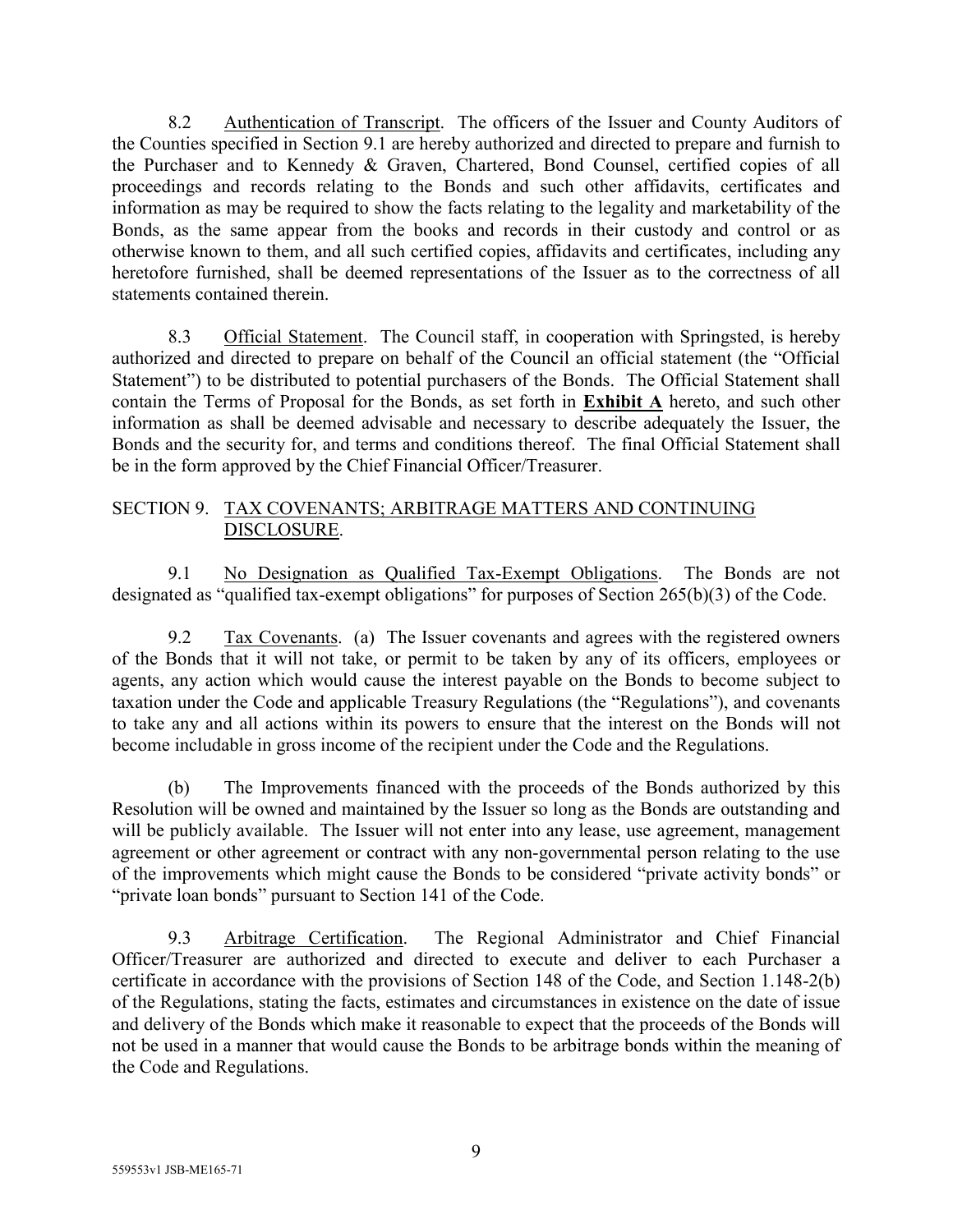8.2 Authentication of Transcript. The officers of the Issuer and County Auditors of the Counties specified in Section 9.1 are hereby authorized and directed to prepare and furnish to the Purchaser and to Kennedy & Graven, Chartered, Bond Counsel, certified copies of all proceedings and records relating to the Bonds and such other affidavits, certificates and information as may be required to show the facts relating to the legality and marketability of the Bonds, as the same appear from the books and records in their custody and control or as otherwise known to them, and all such certified copies, affidavits and certificates, including any heretofore furnished, shall be deemed representations of the Issuer as to the correctness of all statements contained therein.

8.3 Official Statement. The Council staff, in cooperation with Springsted, is hereby authorized and directed to prepare on behalf of the Council an official statement (the "Official Statement") to be distributed to potential purchasers of the Bonds. The Official Statement shall contain the Terms of Proposal for the Bonds, as set forth in **Exhibit A** hereto, and such other information as shall be deemed advisable and necessary to describe adequately the Issuer, the Bonds and the security for, and terms and conditions thereof. The final Official Statement shall be in the form approved by the Chief Financial Officer/Treasurer.

## SECTION 9. TAX COVENANTS; ARBITRAGE MATTERS AND CONTINUING DISCLOSURE.

9.1 No Designation as Qualified Tax-Exempt Obligations. The Bonds are not designated as "qualified tax-exempt obligations" for purposes of Section 265(b)(3) of the Code.

9.2 Tax Covenants. (a) The Issuer covenants and agrees with the registered owners of the Bonds that it will not take, or permit to be taken by any of its officers, employees or agents, any action which would cause the interest payable on the Bonds to become subject to taxation under the Code and applicable Treasury Regulations (the "Regulations"), and covenants to take any and all actions within its powers to ensure that the interest on the Bonds will not become includable in gross income of the recipient under the Code and the Regulations.

(b) The Improvements financed with the proceeds of the Bonds authorized by this Resolution will be owned and maintained by the Issuer so long as the Bonds are outstanding and will be publicly available. The Issuer will not enter into any lease, use agreement, management agreement or other agreement or contract with any non-governmental person relating to the use of the improvements which might cause the Bonds to be considered "private activity bonds" or "private loan bonds" pursuant to Section 141 of the Code.

9.3 Arbitrage Certification. The Regional Administrator and Chief Financial Officer/Treasurer are authorized and directed to execute and deliver to each Purchaser a certificate in accordance with the provisions of Section 148 of the Code, and Section 1.148-2(b) of the Regulations, stating the facts, estimates and circumstances in existence on the date of issue and delivery of the Bonds which make it reasonable to expect that the proceeds of the Bonds will not be used in a manner that would cause the Bonds to be arbitrage bonds within the meaning of the Code and Regulations.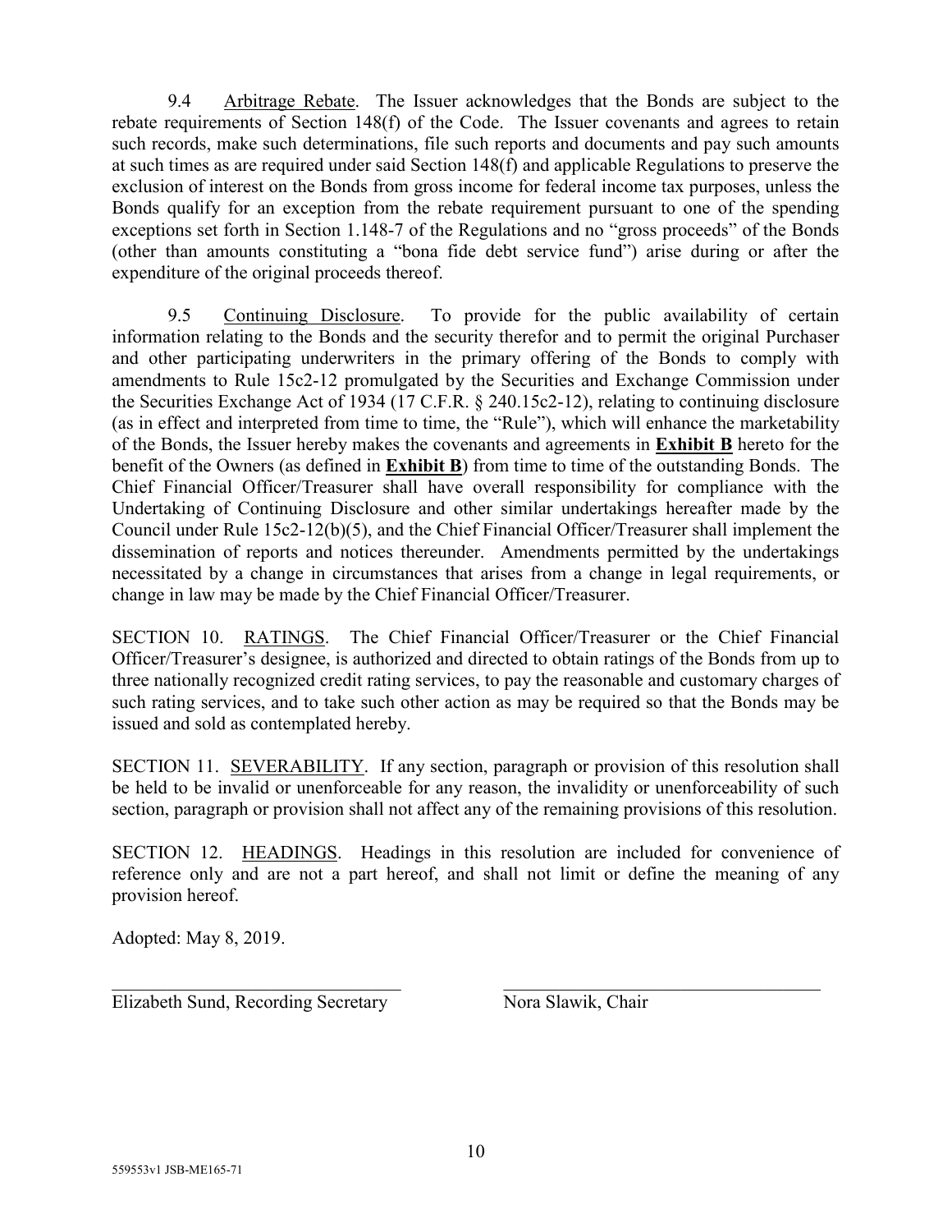9.4 Arbitrage Rebate. The Issuer acknowledges that the Bonds are subject to the rebate requirements of Section 148(f) of the Code. The Issuer covenants and agrees to retain such records, make such determinations, file such reports and documents and pay such amounts at such times as are required under said Section 148(f) and applicable Regulations to preserve the exclusion of interest on the Bonds from gross income for federal income tax purposes, unless the Bonds qualify for an exception from the rebate requirement pursuant to one of the spending exceptions set forth in Section 1.148-7 of the Regulations and no "gross proceeds" of the Bonds (other than amounts constituting a "bona fide debt service fund") arise during or after the expenditure of the original proceeds thereof.

9.5 Continuing Disclosure. To provide for the public availability of certain information relating to the Bonds and the security therefor and to permit the original Purchaser and other participating underwriters in the primary offering of the Bonds to comply with amendments to Rule 15c2-12 promulgated by the Securities and Exchange Commission under the Securities Exchange Act of 1934 (17 C.F.R. § 240.15c2-12), relating to continuing disclosure (as in effect and interpreted from time to time, the "Rule"), which will enhance the marketability of the Bonds, the Issuer hereby makes the covenants and agreements in **Exhibit B** hereto for the benefit of the Owners (as defined in **Exhibit B**) from time to time of the outstanding Bonds. The Chief Financial Officer/Treasurer shall have overall responsibility for compliance with the Undertaking of Continuing Disclosure and other similar undertakings hereafter made by the Council under Rule 15c2-12(b)(5), and the Chief Financial Officer/Treasurer shall implement the dissemination of reports and notices thereunder. Amendments permitted by the undertakings necessitated by a change in circumstances that arises from a change in legal requirements, or change in law may be made by the Chief Financial Officer/Treasurer.

SECTION 10. RATINGS. The Chief Financial Officer/Treasurer or the Chief Financial Officer/Treasurer's designee, is authorized and directed to obtain ratings of the Bonds from up to three nationally recognized credit rating services, to pay the reasonable and customary charges of such rating services, and to take such other action as may be required so that the Bonds may be issued and sold as contemplated hereby.

SECTION 11. SEVERABILITY. If any section, paragraph or provision of this resolution shall be held to be invalid or unenforceable for any reason, the invalidity or unenforceability of such section, paragraph or provision shall not affect any of the remaining provisions of this resolution.

SECTION 12. HEADINGS. Headings in this resolution are included for convenience of reference only and are not a part hereof, and shall not limit or define the meaning of any provision hereof.

Adopted: May 8, 2019.

\_\_\_\_\_\_\_\_\_\_\_\_\_\_\_\_\_\_\_\_\_\_\_\_\_\_\_\_\_\_\_\_
Elizabeth Sund, Recording Secretary

\_\_\_\_\_\_\_\_\_\_\_\_\_\_\_\_\_\_\_\_\_\_\_\_\_\_\_\_\_\_\_\_
Nora Slawik, Chair

559553v1 JSB-ME165-71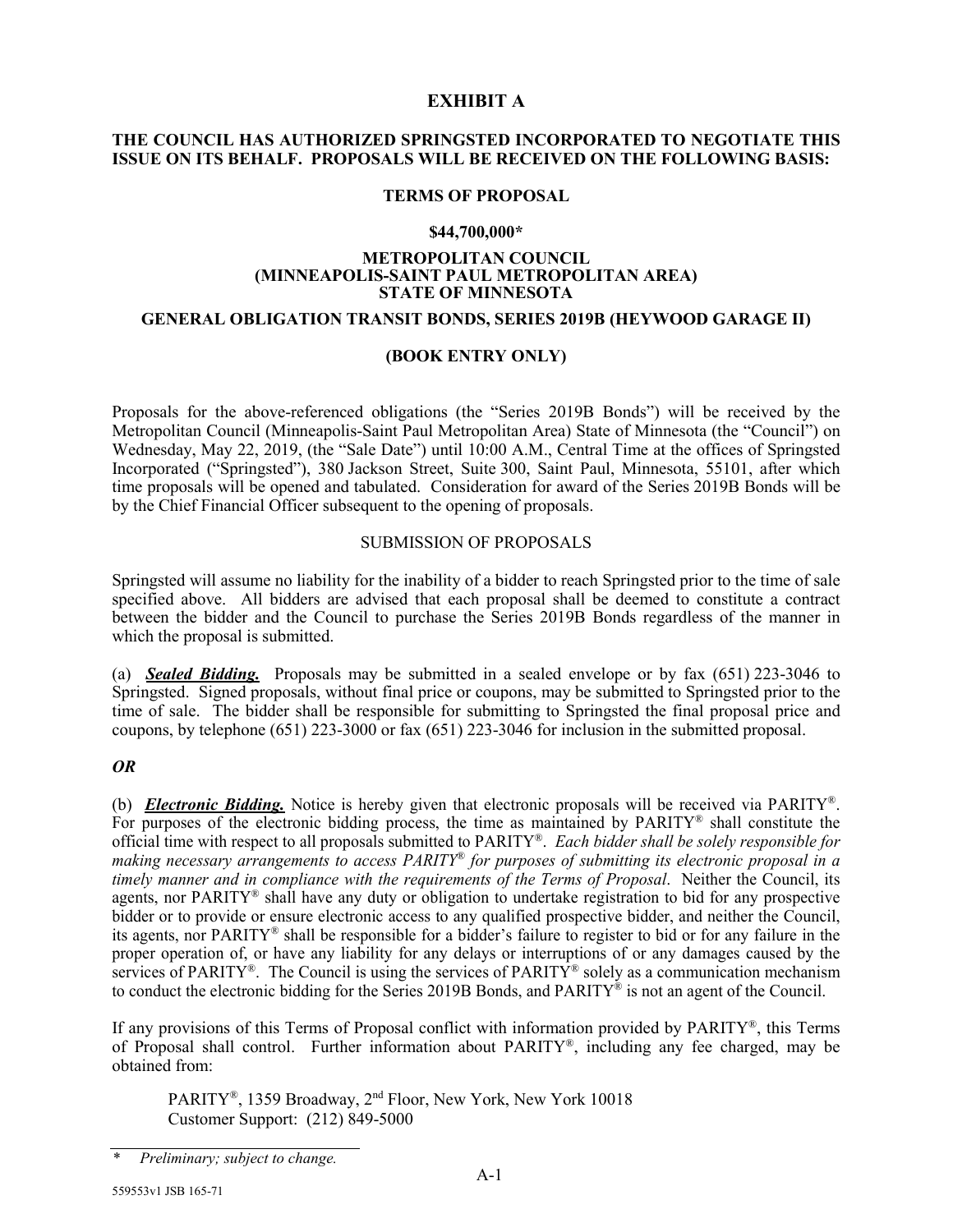# EXHIBIT A

## THE COUNCIL HAS AUTHORIZED SPRINGSTED INCORPORATED TO NEGOTIATE THIS ISSUE ON ITS BEHALF. PROPOSALS WILL BE RECEIVED ON THE FOLLOWING BASIS:

### TERMS OF PROPOSAL

### $44,700,000*

### METROPOLITAN COUNCIL (MINNEAPOLIS-SAINT PAUL METROPOLITAN AREA) STATE OF MINNESOTA

### GENERAL OBLIGATION TRANSIT BONDS, SERIES 2019B (HEYWOOD GARAGE II)

### (BOOK ENTRY ONLY)

Proposals for the above-referenced obligations (the "Series 2019B Bonds") will be received by the Metropolitan Council (Minneapolis-Saint Paul Metropolitan Area) State of Minnesota (the "Council") on Wednesday, May 22, 2019, (the "Sale Date") until 10:00 A.M., Central Time at the offices of Springsted Incorporated ("Springsted"), 380 Jackson Street, Suite 300, Saint Paul, Minnesota, 55101, after which time proposals will be opened and tabulated. Consideration for award of the Series 2019B Bonds will be by the Chief Financial Officer subsequent to the opening of proposals.

SUBMISSION OF PROPOSALS

Springsted will assume no liability for the inability of a bidder to reach Springsted prior to the time of sale specified above. All bidders are advised that each proposal shall be deemed to constitute a contract between the bidder and the Council to purchase the Series 2019B Bonds regardless of the manner in which the proposal is submitted.

(a) ***Sealed Bidding.*** Proposals may be submitted in a sealed envelope or by fax (651) 223-3046 to Springsted. Signed proposals, without final price or coupons, may be submitted to Springsted prior to the time of sale. The bidder shall be responsible for submitting to Springsted the final proposal price and coupons, by telephone (651) 223-3000 or fax (651) 223-3046 for inclusion in the submitted proposal.

***OR***

(b) ***Electronic Bidding.*** Notice is hereby given that electronic proposals will be received via PARITY®. For purposes of the electronic bidding process, the time as maintained by PARITY® shall constitute the official time with respect to all proposals submitted to PARITY®. *Each bidder shall be solely responsible for making necessary arrangements to access PARITY® for purposes of submitting its electronic proposal in a timely manner and in compliance with the requirements of the Terms of Proposal*. Neither the Council, its agents, nor PARITY® shall have any duty or obligation to undertake registration to bid for any prospective bidder or to provide or ensure electronic access to any qualified prospective bidder, and neither the Council, its agents, nor PARITY® shall be responsible for a bidder's failure to register to bid or for any failure in the proper operation of, or have any liability for any delays or interruptions of or any damages caused by the services of PARITY®. The Council is using the services of PARITY® solely as a communication mechanism to conduct the electronic bidding for the Series 2019B Bonds, and PARITY® is not an agent of the Council.

If any provisions of this Terms of Proposal conflict with information provided by PARITY®, this Terms of Proposal shall control. Further information about PARITY®, including any fee charged, may be obtained from:

> PARITY®, 1359 Broadway, 2nd Floor, New York, New York 10018
> Customer Support: (212) 849-5000

---

\* *Preliminary; subject to change.*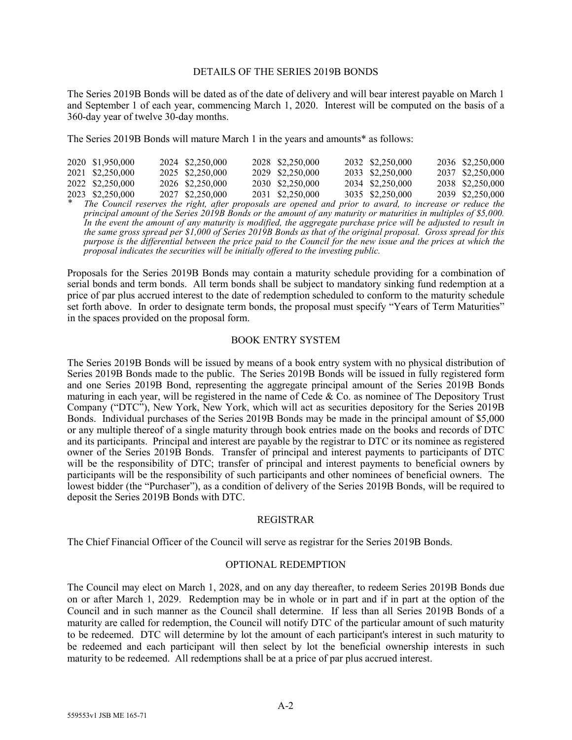## DETAILS OF THE SERIES 2019B BONDS

The Series 2019B Bonds will be dated as of the date of delivery and will bear interest payable on March 1 and September 1 of each year, commencing March 1, 2020. Interest will be computed on the basis of a 360-day year of twelve 30-day months.

The Series 2019B Bonds will mature March 1 in the years and amounts* as follows:

| | | | | | | | | | |
|---|---|---|---|---|---|---|---|---|---|
| 2020 | $1,950,000 | 2024 | $2,250,000 | 2028 | $2,250,000 | 2032 | $2,250,000 | 2036 | $2,250,000 |
| 2021 | $2,250,000 | 2025 | $2,250,000 | 2029 | $2,250,000 | 2033 | $2,250,000 | 2037 | $2,250,000 |
| 2022 | $2,250,000 | 2026 | $2,250,000 | 2030 | $2,250,000 | 2034 | $2,250,000 | 2038 | $2,250,000 |
| 2023 | $2,250,000 | 2027 | $2,250,000 | 2031 | $2,250,000 | 3035 | $2,250,000 | 2039 | $2,250,000 |

\* *The Council reserves the right, after proposals are opened and prior to award, to increase or reduce the principal amount of the Series 2019B Bonds or the amount of any maturity or maturities in multiples of $5,000. In the event the amount of any maturity is modified, the aggregate purchase price will be adjusted to result in the same gross spread per $1,000 of Series 2019B Bonds as that of the original proposal. Gross spread for this purpose is the differential between the price paid to the Council for the new issue and the prices at which the proposal indicates the securities will be initially offered to the investing public.*

Proposals for the Series 2019B Bonds may contain a maturity schedule providing for a combination of serial bonds and term bonds. All term bonds shall be subject to mandatory sinking fund redemption at a price of par plus accrued interest to the date of redemption scheduled to conform to the maturity schedule set forth above. In order to designate term bonds, the proposal must specify "Years of Term Maturities" in the spaces provided on the proposal form.

## BOOK ENTRY SYSTEM

The Series 2019B Bonds will be issued by means of a book entry system with no physical distribution of Series 2019B Bonds made to the public. The Series 2019B Bonds will be issued in fully registered form and one Series 2019B Bond, representing the aggregate principal amount of the Series 2019B Bonds maturing in each year, will be registered in the name of Cede & Co. as nominee of The Depository Trust Company ("DTC"), New York, New York, which will act as securities depository for the Series 2019B Bonds. Individual purchases of the Series 2019B Bonds may be made in the principal amount of $5,000 or any multiple thereof of a single maturity through book entries made on the books and records of DTC and its participants. Principal and interest are payable by the registrar to DTC or its nominee as registered owner of the Series 2019B Bonds. Transfer of principal and interest payments to participants of DTC will be the responsibility of DTC; transfer of principal and interest payments to beneficial owners by participants will be the responsibility of such participants and other nominees of beneficial owners. The lowest bidder (the "Purchaser"), as a condition of delivery of the Series 2019B Bonds, will be required to deposit the Series 2019B Bonds with DTC.

## REGISTRAR

The Chief Financial Officer of the Council will serve as registrar for the Series 2019B Bonds.

## OPTIONAL REDEMPTION

The Council may elect on March 1, 2028, and on any day thereafter, to redeem Series 2019B Bonds due on or after March 1, 2029. Redemption may be in whole or in part and if in part at the option of the Council and in such manner as the Council shall determine. If less than all Series 2019B Bonds of a maturity are called for redemption, the Council will notify DTC of the particular amount of such maturity to be redeemed. DTC will determine by lot the amount of each participant's interest in such maturity to be redeemed and each participant will then select by lot the beneficial ownership interests in such maturity to be redeemed. All redemptions shall be at a price of par plus accrued interest.

559553v1 JSB ME 165-71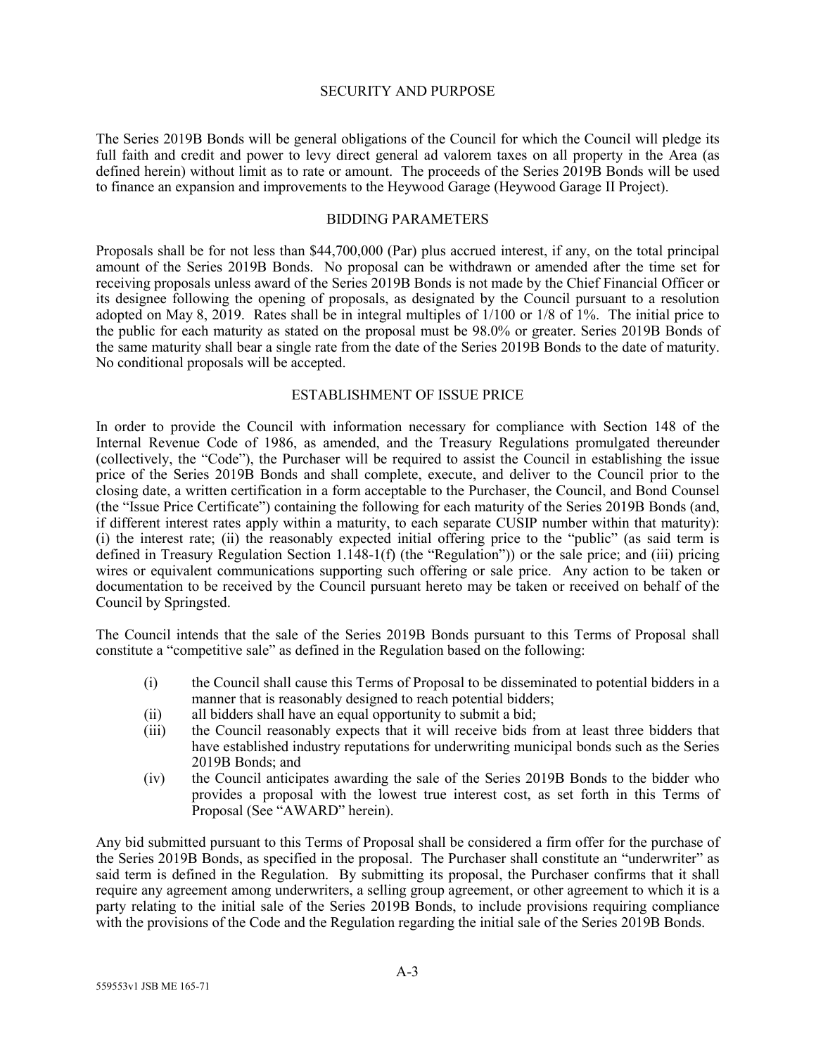## SECURITY AND PURPOSE

The Series 2019B Bonds will be general obligations of the Council for which the Council will pledge its full faith and credit and power to levy direct general ad valorem taxes on all property in the Area (as defined herein) without limit as to rate or amount. The proceeds of the Series 2019B Bonds will be used to finance an expansion and improvements to the Heywood Garage (Heywood Garage II Project).

## BIDDING PARAMETERS

Proposals shall be for not less than $44,700,000 (Par) plus accrued interest, if any, on the total principal amount of the Series 2019B Bonds. No proposal can be withdrawn or amended after the time set for receiving proposals unless award of the Series 2019B Bonds is not made by the Chief Financial Officer or its designee following the opening of proposals, as designated by the Council pursuant to a resolution adopted on May 8, 2019. Rates shall be in integral multiples of 1/100 or 1/8 of 1%. The initial price to the public for each maturity as stated on the proposal must be 98.0% or greater. Series 2019B Bonds of the same maturity shall bear a single rate from the date of the Series 2019B Bonds to the date of maturity. No conditional proposals will be accepted.

## ESTABLISHMENT OF ISSUE PRICE

In order to provide the Council with information necessary for compliance with Section 148 of the Internal Revenue Code of 1986, as amended, and the Treasury Regulations promulgated thereunder (collectively, the "Code"), the Purchaser will be required to assist the Council in establishing the issue price of the Series 2019B Bonds and shall complete, execute, and deliver to the Council prior to the closing date, a written certification in a form acceptable to the Purchaser, the Council, and Bond Counsel (the "Issue Price Certificate") containing the following for each maturity of the Series 2019B Bonds (and, if different interest rates apply within a maturity, to each separate CUSIP number within that maturity): (i) the interest rate; (ii) the reasonably expected initial offering price to the "public" (as said term is defined in Treasury Regulation Section 1.148-1(f) (the "Regulation")) or the sale price; and (iii) pricing wires or equivalent communications supporting such offering or sale price. Any action to be taken or documentation to be received by the Council pursuant hereto may be taken or received on behalf of the Council by Springsted.

The Council intends that the sale of the Series 2019B Bonds pursuant to this Terms of Proposal shall constitute a "competitive sale" as defined in the Regulation based on the following:

(i) the Council shall cause this Terms of Proposal to be disseminated to potential bidders in a manner that is reasonably designed to reach potential bidders;

(ii) all bidders shall have an equal opportunity to submit a bid;

(iii) the Council reasonably expects that it will receive bids from at least three bidders that have established industry reputations for underwriting municipal bonds such as the Series 2019B Bonds; and

(iv) the Council anticipates awarding the sale of the Series 2019B Bonds to the bidder who provides a proposal with the lowest true interest cost, as set forth in this Terms of Proposal (See "AWARD" herein).

Any bid submitted pursuant to this Terms of Proposal shall be considered a firm offer for the purchase of the Series 2019B Bonds, as specified in the proposal. The Purchaser shall constitute an "underwriter" as said term is defined in the Regulation. By submitting its proposal, the Purchaser confirms that it shall require any agreement among underwriters, a selling group agreement, or other agreement to which it is a party relating to the initial sale of the Series 2019B Bonds, to include provisions requiring compliance with the provisions of the Code and the Regulation regarding the initial sale of the Series 2019B Bonds.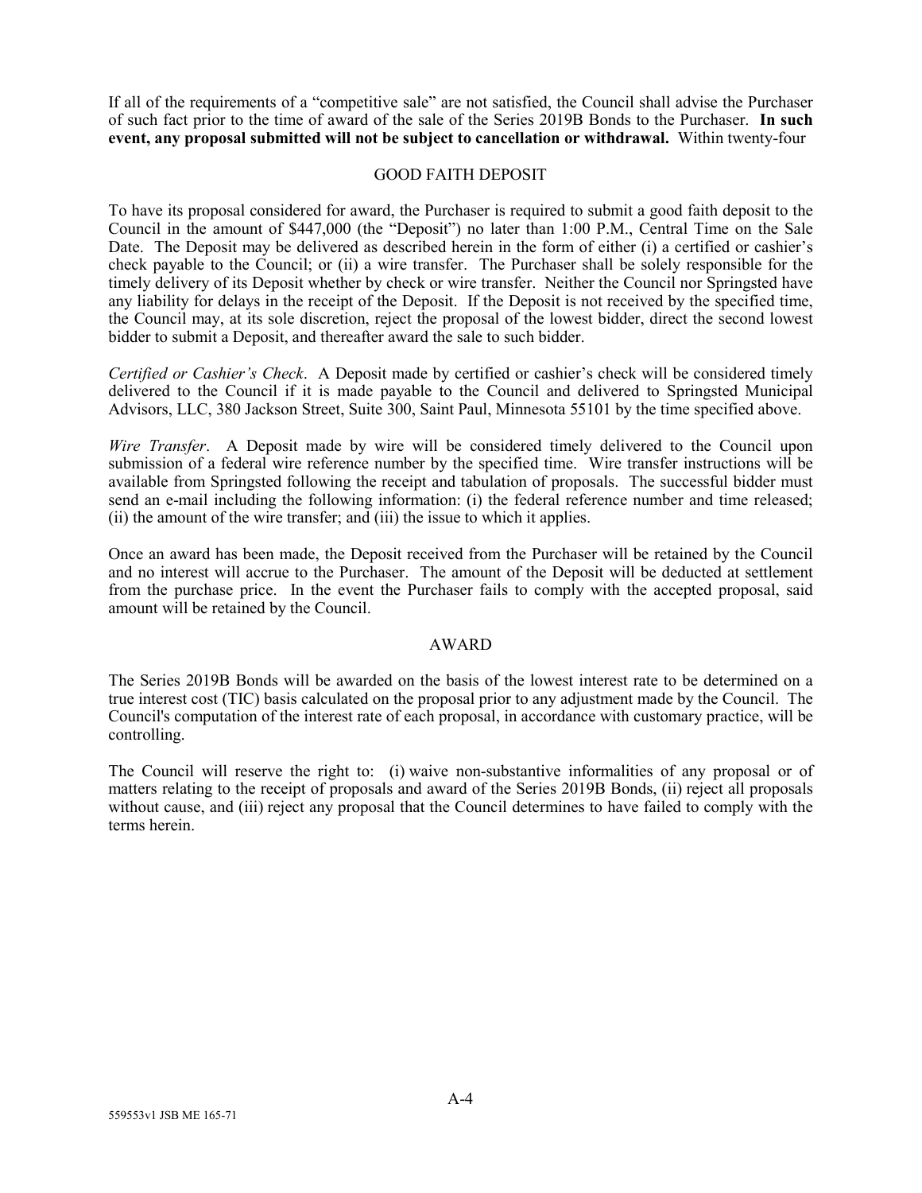If all of the requirements of a "competitive sale" are not satisfied, the Council shall advise the Purchaser of such fact prior to the time of award of the sale of the Series 2019B Bonds to the Purchaser. **In such event, any proposal submitted will not be subject to cancellation or withdrawal.** Within twenty-four

## GOOD FAITH DEPOSIT

To have its proposal considered for award, the Purchaser is required to submit a good faith deposit to the Council in the amount of $447,000 (the "Deposit") no later than 1:00 P.M., Central Time on the Sale Date. The Deposit may be delivered as described herein in the form of either (i) a certified or cashier's check payable to the Council; or (ii) a wire transfer. The Purchaser shall be solely responsible for the timely delivery of its Deposit whether by check or wire transfer. Neither the Council nor Springsted have any liability for delays in the receipt of the Deposit. If the Deposit is not received by the specified time, the Council may, at its sole discretion, reject the proposal of the lowest bidder, direct the second lowest bidder to submit a Deposit, and thereafter award the sale to such bidder.

*Certified or Cashier's Check*. A Deposit made by certified or cashier's check will be considered timely delivered to the Council if it is made payable to the Council and delivered to Springsted Municipal Advisors, LLC, 380 Jackson Street, Suite 300, Saint Paul, Minnesota 55101 by the time specified above.

*Wire Transfer*. A Deposit made by wire will be considered timely delivered to the Council upon submission of a federal wire reference number by the specified time. Wire transfer instructions will be available from Springsted following the receipt and tabulation of proposals. The successful bidder must send an e-mail including the following information: (i) the federal reference number and time released; (ii) the amount of the wire transfer; and (iii) the issue to which it applies.

Once an award has been made, the Deposit received from the Purchaser will be retained by the Council and no interest will accrue to the Purchaser. The amount of the Deposit will be deducted at settlement from the purchase price. In the event the Purchaser fails to comply with the accepted proposal, said amount will be retained by the Council.

## AWARD

The Series 2019B Bonds will be awarded on the basis of the lowest interest rate to be determined on a true interest cost (TIC) basis calculated on the proposal prior to any adjustment made by the Council. The Council's computation of the interest rate of each proposal, in accordance with customary practice, will be controlling.

The Council will reserve the right to: (i) waive non-substantive informalities of any proposal or of matters relating to the receipt of proposals and award of the Series 2019B Bonds, (ii) reject all proposals without cause, and (iii) reject any proposal that the Council determines to have failed to comply with the terms herein.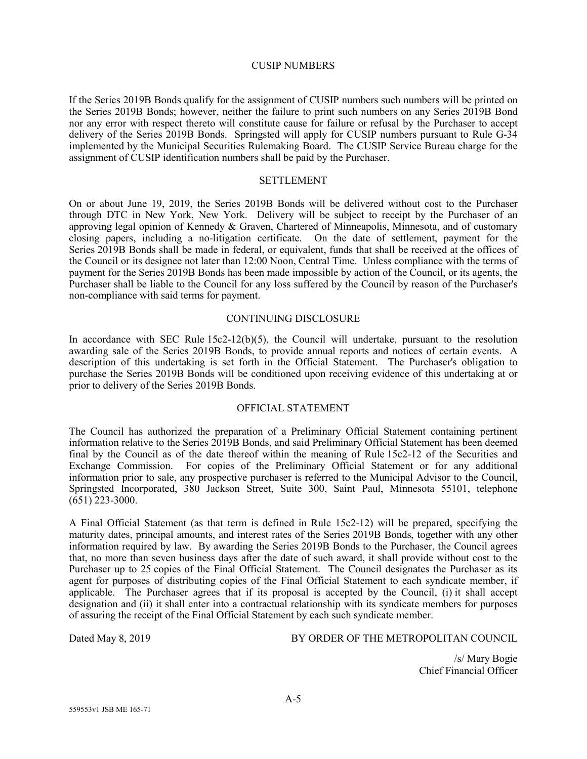## CUSIP NUMBERS

If the Series 2019B Bonds qualify for the assignment of CUSIP numbers such numbers will be printed on the Series 2019B Bonds; however, neither the failure to print such numbers on any Series 2019B Bond nor any error with respect thereto will constitute cause for failure or refusal by the Purchaser to accept delivery of the Series 2019B Bonds. Springsted will apply for CUSIP numbers pursuant to Rule G-34 implemented by the Municipal Securities Rulemaking Board. The CUSIP Service Bureau charge for the assignment of CUSIP identification numbers shall be paid by the Purchaser.

## SETTLEMENT

On or about June 19, 2019, the Series 2019B Bonds will be delivered without cost to the Purchaser through DTC in New York, New York. Delivery will be subject to receipt by the Purchaser of an approving legal opinion of Kennedy & Graven, Chartered of Minneapolis, Minnesota, and of customary closing papers, including a no-litigation certificate. On the date of settlement, payment for the Series 2019B Bonds shall be made in federal, or equivalent, funds that shall be received at the offices of the Council or its designee not later than 12:00 Noon, Central Time. Unless compliance with the terms of payment for the Series 2019B Bonds has been made impossible by action of the Council, or its agents, the Purchaser shall be liable to the Council for any loss suffered by the Council by reason of the Purchaser's non-compliance with said terms for payment.

## CONTINUING DISCLOSURE

In accordance with SEC Rule 15c2-12(b)(5), the Council will undertake, pursuant to the resolution awarding sale of the Series 2019B Bonds, to provide annual reports and notices of certain events. A description of this undertaking is set forth in the Official Statement. The Purchaser's obligation to purchase the Series 2019B Bonds will be conditioned upon receiving evidence of this undertaking at or prior to delivery of the Series 2019B Bonds.

## OFFICIAL STATEMENT

The Council has authorized the preparation of a Preliminary Official Statement containing pertinent information relative to the Series 2019B Bonds, and said Preliminary Official Statement has been deemed final by the Council as of the date thereof within the meaning of Rule 15c2-12 of the Securities and Exchange Commission. For copies of the Preliminary Official Statement or for any additional information prior to sale, any prospective purchaser is referred to the Municipal Advisor to the Council, Springsted Incorporated, 380 Jackson Street, Suite 300, Saint Paul, Minnesota 55101, telephone (651) 223-3000.

A Final Official Statement (as that term is defined in Rule 15c2-12) will be prepared, specifying the maturity dates, principal amounts, and interest rates of the Series 2019B Bonds, together with any other information required by law. By awarding the Series 2019B Bonds to the Purchaser, the Council agrees that, no more than seven business days after the date of such award, it shall provide without cost to the Purchaser up to 25 copies of the Final Official Statement. The Council designates the Purchaser as its agent for purposes of distributing copies of the Final Official Statement to each syndicate member, if applicable. The Purchaser agrees that if its proposal is accepted by the Council, (i) it shall accept designation and (ii) it shall enter into a contractual relationship with its syndicate members for purposes of assuring the receipt of the Final Official Statement by each such syndicate member.

Dated May 8, 2019

BY ORDER OF THE METROPOLITAN COUNCIL

/s/ Mary Bogie
Chief Financial Officer

559553v1 JSB ME 165-71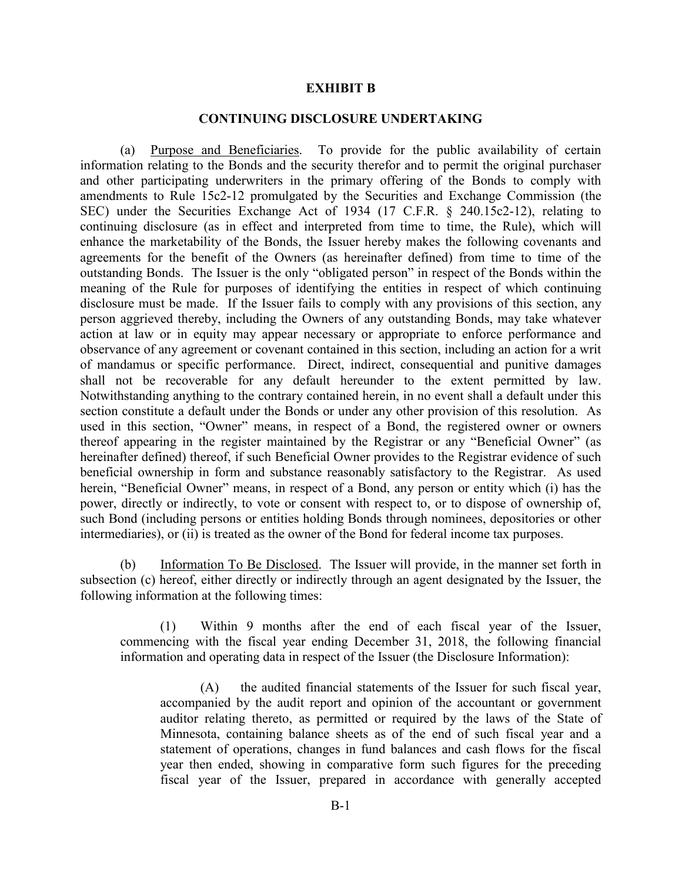# EXHIBIT B

## CONTINUING DISCLOSURE UNDERTAKING

(a) Purpose and Beneficiaries. To provide for the public availability of certain information relating to the Bonds and the security therefor and to permit the original purchaser and other participating underwriters in the primary offering of the Bonds to comply with amendments to Rule 15c2-12 promulgated by the Securities and Exchange Commission (the SEC) under the Securities Exchange Act of 1934 (17 C.F.R. § 240.15c2-12), relating to continuing disclosure (as in effect and interpreted from time to time, the Rule), which will enhance the marketability of the Bonds, the Issuer hereby makes the following covenants and agreements for the benefit of the Owners (as hereinafter defined) from time to time of the outstanding Bonds. The Issuer is the only "obligated person" in respect of the Bonds within the meaning of the Rule for purposes of identifying the entities in respect of which continuing disclosure must be made. If the Issuer fails to comply with any provisions of this section, any person aggrieved thereby, including the Owners of any outstanding Bonds, may take whatever action at law or in equity may appear necessary or appropriate to enforce performance and observance of any agreement or covenant contained in this section, including an action for a writ of mandamus or specific performance. Direct, indirect, consequential and punitive damages shall not be recoverable for any default hereunder to the extent permitted by law. Notwithstanding anything to the contrary contained herein, in no event shall a default under this section constitute a default under the Bonds or under any other provision of this resolution. As used in this section, "Owner" means, in respect of a Bond, the registered owner or owners thereof appearing in the register maintained by the Registrar or any "Beneficial Owner" (as hereinafter defined) thereof, if such Beneficial Owner provides to the Registrar evidence of such beneficial ownership in form and substance reasonably satisfactory to the Registrar. As used herein, "Beneficial Owner" means, in respect of a Bond, any person or entity which (i) has the power, directly or indirectly, to vote or consent with respect to, or to dispose of ownership of, such Bond (including persons or entities holding Bonds through nominees, depositories or other intermediaries), or (ii) is treated as the owner of the Bond for federal income tax purposes.

(b) Information To Be Disclosed. The Issuer will provide, in the manner set forth in subsection (c) hereof, either directly or indirectly through an agent designated by the Issuer, the following information at the following times:

(1) Within 9 months after the end of each fiscal year of the Issuer, commencing with the fiscal year ending December 31, 2018, the following financial information and operating data in respect of the Issuer (the Disclosure Information):

(A) the audited financial statements of the Issuer for such fiscal year, accompanied by the audit report and opinion of the accountant or government auditor relating thereto, as permitted or required by the laws of the State of Minnesota, containing balance sheets as of the end of such fiscal year and a statement of operations, changes in fund balances and cash flows for the fiscal year then ended, showing in comparative form such figures for the preceding fiscal year of the Issuer, prepared in accordance with generally accepted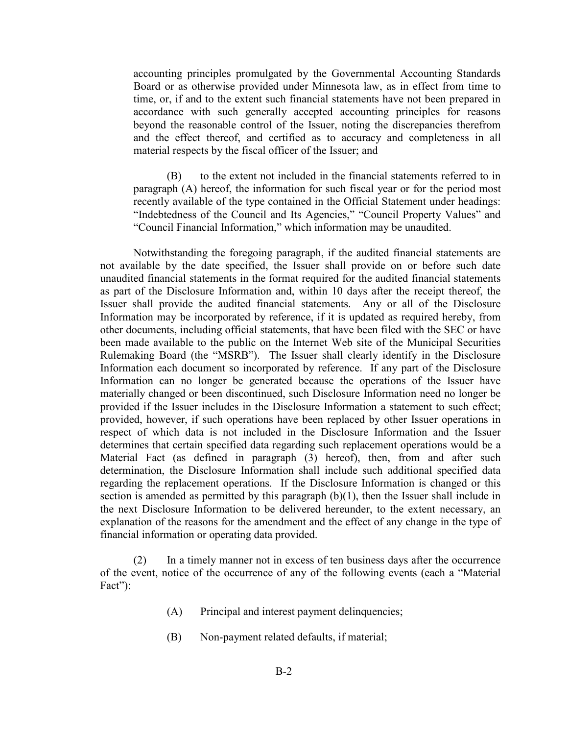accounting principles promulgated by the Governmental Accounting Standards Board or as otherwise provided under Minnesota law, as in effect from time to time, or, if and to the extent such financial statements have not been prepared in accordance with such generally accepted accounting principles for reasons beyond the reasonable control of the Issuer, noting the discrepancies therefrom and the effect thereof, and certified as to accuracy and completeness in all material respects by the fiscal officer of the Issuer; and

(B) to the extent not included in the financial statements referred to in paragraph (A) hereof, the information for such fiscal year or for the period most recently available of the type contained in the Official Statement under headings: "Indebtedness of the Council and Its Agencies," "Council Property Values" and "Council Financial Information," which information may be unaudited.

Notwithstanding the foregoing paragraph, if the audited financial statements are not available by the date specified, the Issuer shall provide on or before such date unaudited financial statements in the format required for the audited financial statements as part of the Disclosure Information and, within 10 days after the receipt thereof, the Issuer shall provide the audited financial statements. Any or all of the Disclosure Information may be incorporated by reference, if it is updated as required hereby, from other documents, including official statements, that have been filed with the SEC or have been made available to the public on the Internet Web site of the Municipal Securities Rulemaking Board (the "MSRB"). The Issuer shall clearly identify in the Disclosure Information each document so incorporated by reference. If any part of the Disclosure Information can no longer be generated because the operations of the Issuer have materially changed or been discontinued, such Disclosure Information need no longer be provided if the Issuer includes in the Disclosure Information a statement to such effect; provided, however, if such operations have been replaced by other Issuer operations in respect of which data is not included in the Disclosure Information and the Issuer determines that certain specified data regarding such replacement operations would be a Material Fact (as defined in paragraph (3) hereof), then, from and after such determination, the Disclosure Information shall include such additional specified data regarding the replacement operations. If the Disclosure Information is changed or this section is amended as permitted by this paragraph (b)(1), then the Issuer shall include in the next Disclosure Information to be delivered hereunder, to the extent necessary, an explanation of the reasons for the amendment and the effect of any change in the type of financial information or operating data provided.

(2) In a timely manner not in excess of ten business days after the occurrence of the event, notice of the occurrence of any of the following events (each a "Material Fact"):

(A) Principal and interest payment delinquencies;

(B) Non-payment related defaults, if material;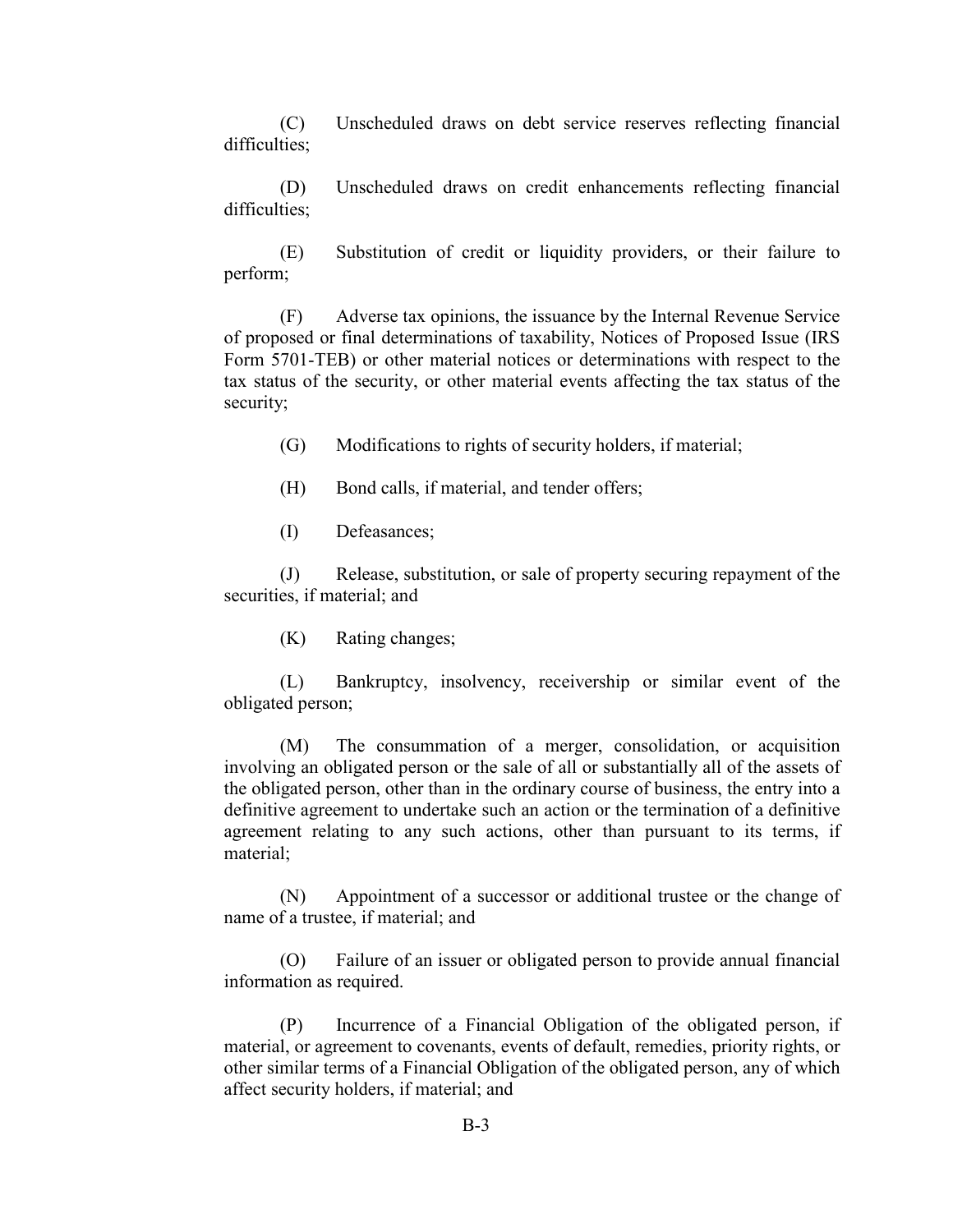(C) Unscheduled draws on debt service reserves reflecting financial difficulties;

(D) Unscheduled draws on credit enhancements reflecting financial difficulties;

(E) Substitution of credit or liquidity providers, or their failure to perform;

(F) Adverse tax opinions, the issuance by the Internal Revenue Service of proposed or final determinations of taxability, Notices of Proposed Issue (IRS Form 5701-TEB) or other material notices or determinations with respect to the tax status of the security, or other material events affecting the tax status of the security;

(G) Modifications to rights of security holders, if material;

(H) Bond calls, if material, and tender offers;

(I) Defeasances;

(J) Release, substitution, or sale of property securing repayment of the securities, if material; and

(K) Rating changes;

(L) Bankruptcy, insolvency, receivership or similar event of the obligated person;

(M) The consummation of a merger, consolidation, or acquisition involving an obligated person or the sale of all or substantially all of the assets of the obligated person, other than in the ordinary course of business, the entry into a definitive agreement to undertake such an action or the termination of a definitive agreement relating to any such actions, other than pursuant to its terms, if material;

(N) Appointment of a successor or additional trustee or the change of name of a trustee, if material; and

(O) Failure of an issuer or obligated person to provide annual financial information as required.

(P) Incurrence of a Financial Obligation of the obligated person, if material, or agreement to covenants, events of default, remedies, priority rights, or other similar terms of a Financial Obligation of the obligated person, any of which affect security holders, if material; and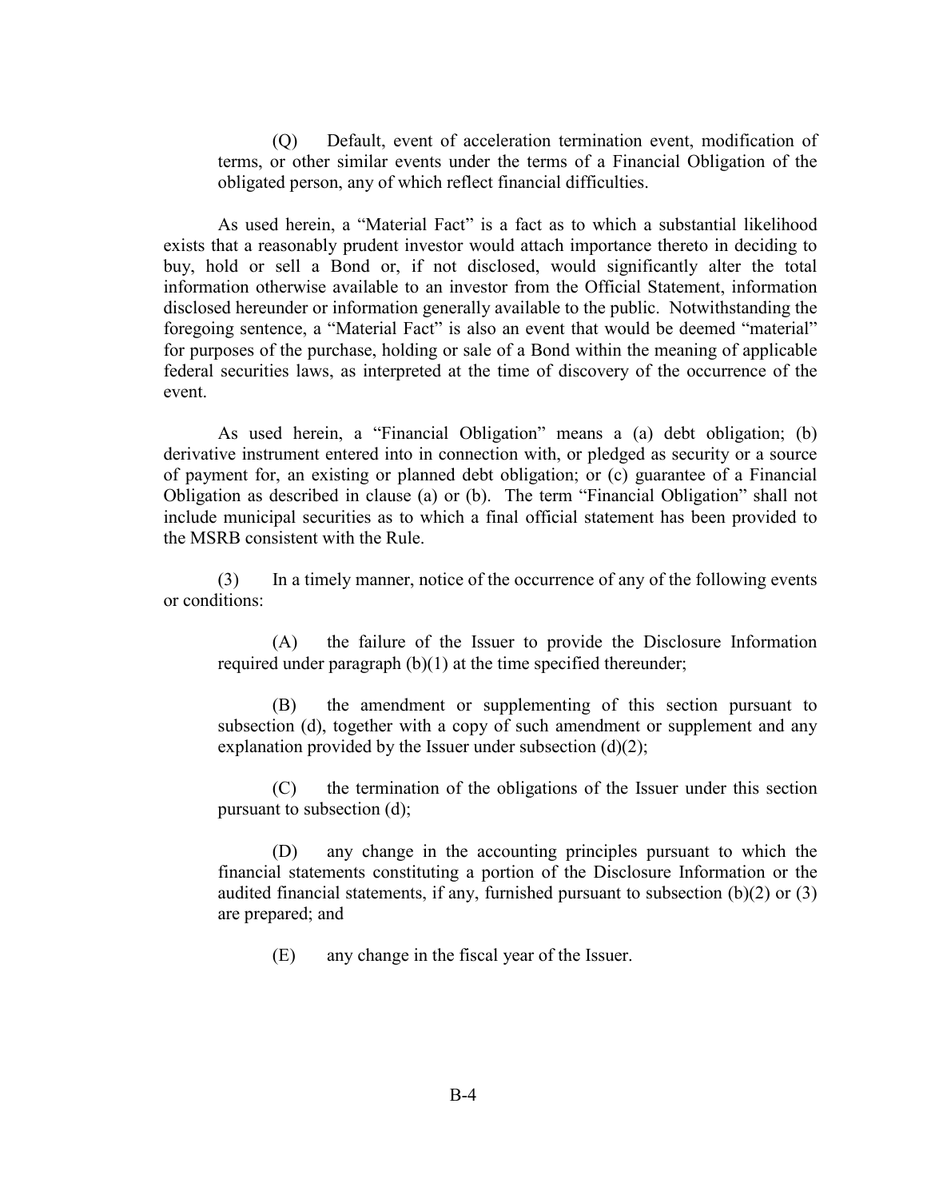(Q) Default, event of acceleration termination event, modification of terms, or other similar events under the terms of a Financial Obligation of the obligated person, any of which reflect financial difficulties.

As used herein, a "Material Fact" is a fact as to which a substantial likelihood exists that a reasonably prudent investor would attach importance thereto in deciding to buy, hold or sell a Bond or, if not disclosed, would significantly alter the total information otherwise available to an investor from the Official Statement, information disclosed hereunder or information generally available to the public. Notwithstanding the foregoing sentence, a "Material Fact" is also an event that would be deemed "material" for purposes of the purchase, holding or sale of a Bond within the meaning of applicable federal securities laws, as interpreted at the time of discovery of the occurrence of the event.

As used herein, a "Financial Obligation" means a (a) debt obligation; (b) derivative instrument entered into in connection with, or pledged as security or a source of payment for, an existing or planned debt obligation; or (c) guarantee of a Financial Obligation as described in clause (a) or (b). The term "Financial Obligation" shall not include municipal securities as to which a final official statement has been provided to the MSRB consistent with the Rule.

(3) In a timely manner, notice of the occurrence of any of the following events or conditions:

(A) the failure of the Issuer to provide the Disclosure Information required under paragraph (b)(1) at the time specified thereunder;

(B) the amendment or supplementing of this section pursuant to subsection (d), together with a copy of such amendment or supplement and any explanation provided by the Issuer under subsection (d)(2);

(C) the termination of the obligations of the Issuer under this section pursuant to subsection (d);

(D) any change in the accounting principles pursuant to which the financial statements constituting a portion of the Disclosure Information or the audited financial statements, if any, furnished pursuant to subsection (b)(2) or (3) are prepared; and

(E) any change in the fiscal year of the Issuer.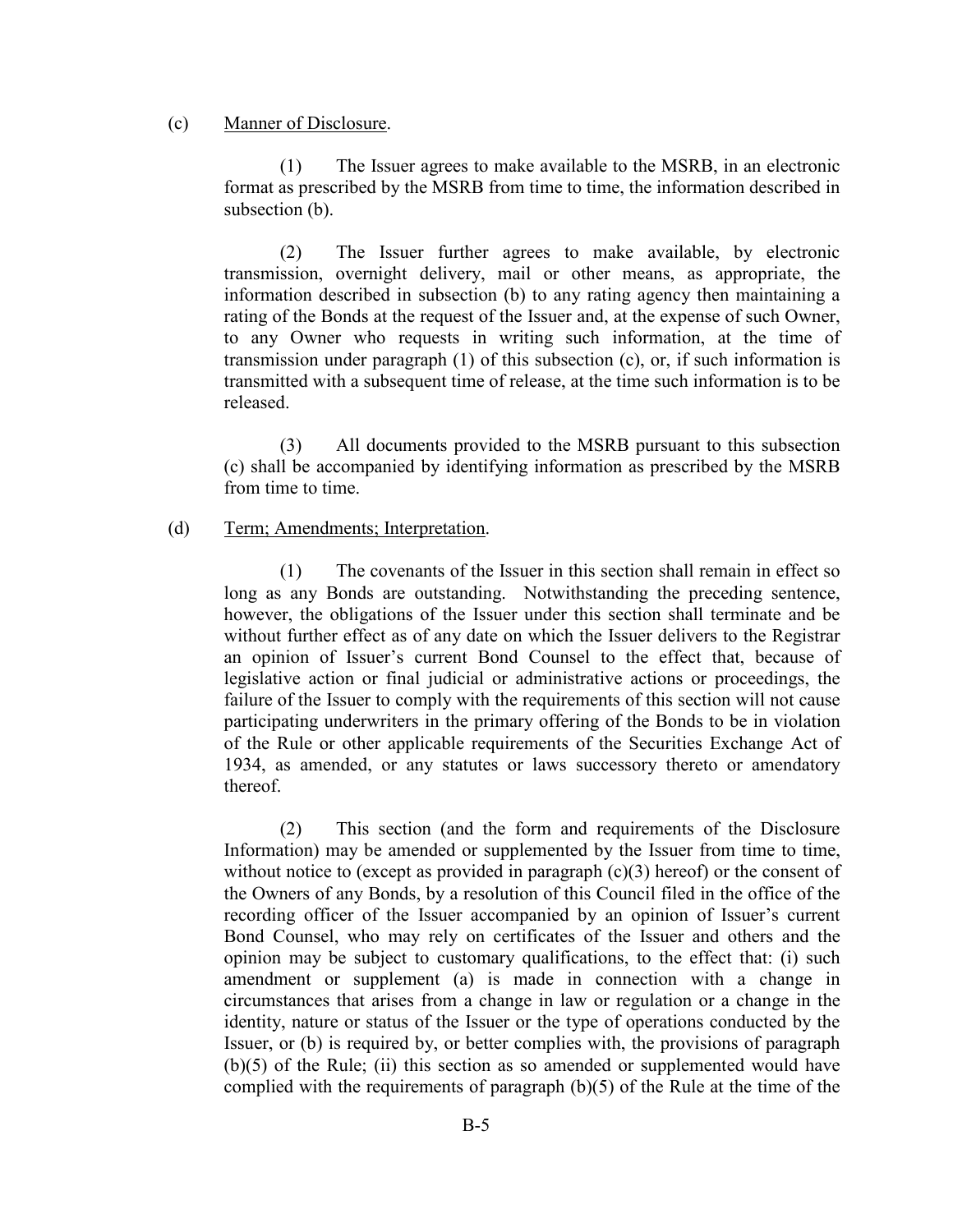(c) Manner of Disclosure.

(1) The Issuer agrees to make available to the MSRB, in an electronic format as prescribed by the MSRB from time to time, the information described in subsection (b).

(2) The Issuer further agrees to make available, by electronic transmission, overnight delivery, mail or other means, as appropriate, the information described in subsection (b) to any rating agency then maintaining a rating of the Bonds at the request of the Issuer and, at the expense of such Owner, to any Owner who requests in writing such information, at the time of transmission under paragraph (1) of this subsection (c), or, if such information is transmitted with a subsequent time of release, at the time such information is to be released.

(3) All documents provided to the MSRB pursuant to this subsection (c) shall be accompanied by identifying information as prescribed by the MSRB from time to time.

(d) Term; Amendments; Interpretation.

(1) The covenants of the Issuer in this section shall remain in effect so long as any Bonds are outstanding. Notwithstanding the preceding sentence, however, the obligations of the Issuer under this section shall terminate and be without further effect as of any date on which the Issuer delivers to the Registrar an opinion of Issuer's current Bond Counsel to the effect that, because of legislative action or final judicial or administrative actions or proceedings, the failure of the Issuer to comply with the requirements of this section will not cause participating underwriters in the primary offering of the Bonds to be in violation of the Rule or other applicable requirements of the Securities Exchange Act of 1934, as amended, or any statutes or laws successory thereto or amendatory thereof.

(2) This section (and the form and requirements of the Disclosure Information) may be amended or supplemented by the Issuer from time to time, without notice to (except as provided in paragraph (c)(3) hereof) or the consent of the Owners of any Bonds, by a resolution of this Council filed in the office of the recording officer of the Issuer accompanied by an opinion of Issuer's current Bond Counsel, who may rely on certificates of the Issuer and others and the opinion may be subject to customary qualifications, to the effect that: (i) such amendment or supplement (a) is made in connection with a change in circumstances that arises from a change in law or regulation or a change in the identity, nature or status of the Issuer or the type of operations conducted by the Issuer, or (b) is required by, or better complies with, the provisions of paragraph (b)(5) of the Rule; (ii) this section as so amended or supplemented would have complied with the requirements of paragraph (b)(5) of the Rule at the time of the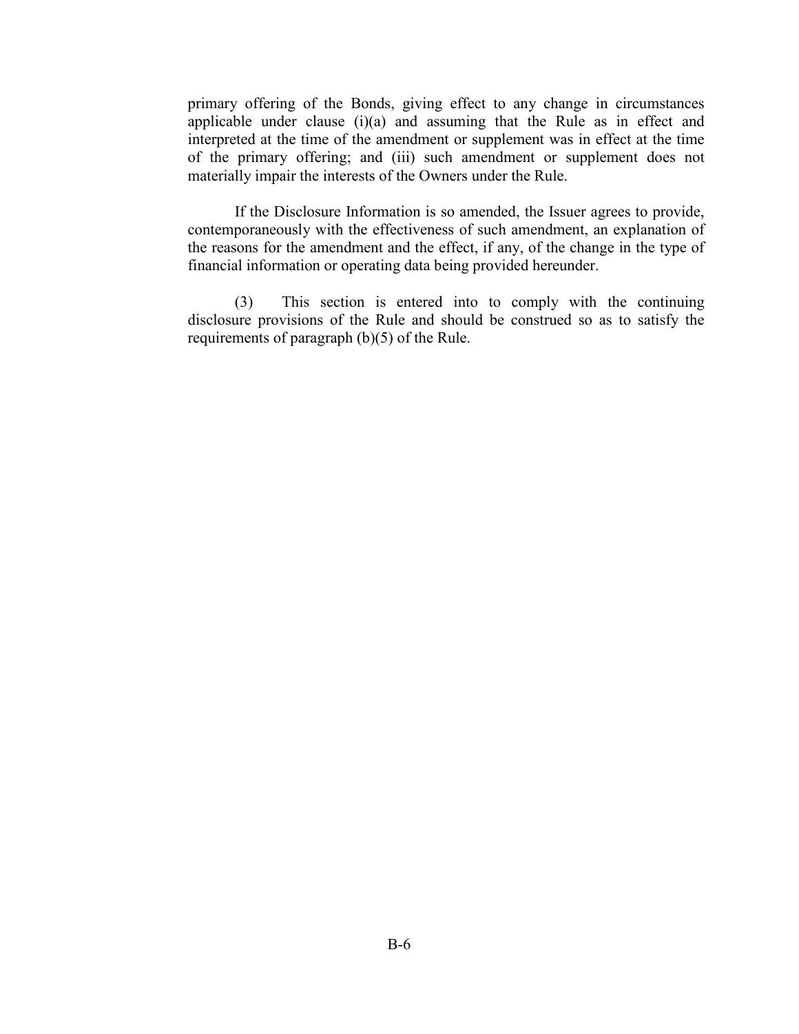primary offering of the Bonds, giving effect to any change in circumstances applicable under clause (i)(a) and assuming that the Rule as in effect and interpreted at the time of the amendment or supplement was in effect at the time of the primary offering; and (iii) such amendment or supplement does not materially impair the interests of the Owners under the Rule.

If the Disclosure Information is so amended, the Issuer agrees to provide, contemporaneously with the effectiveness of such amendment, an explanation of the reasons for the amendment and the effect, if any, of the change in the type of financial information or operating data being provided hereunder.

(3) This section is entered into to comply with the continuing disclosure provisions of the Rule and should be construed so as to satisfy the requirements of paragraph (b)(5) of the Rule.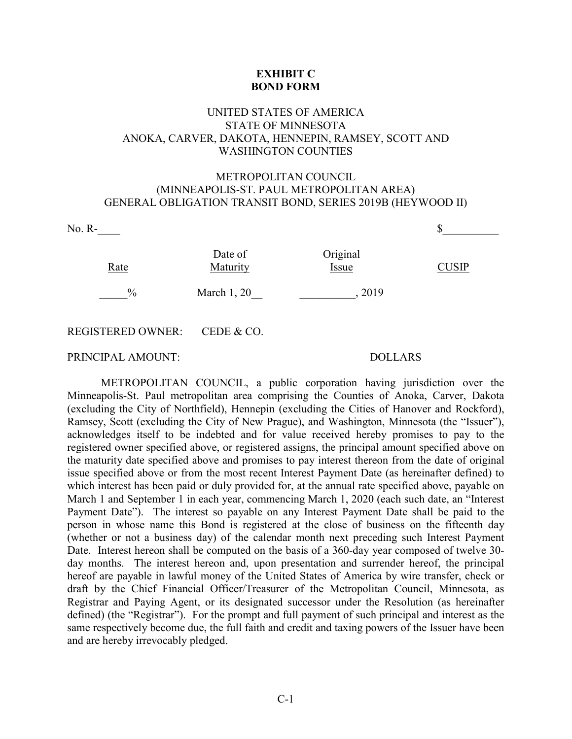**EXHIBIT C**
**BOND FORM**

UNITED STATES OF AMERICA
STATE OF MINNESOTA
ANOKA, CARVER, DAKOTA, HENNEPIN, RAMSEY, SCOTT AND WASHINGTON COUNTIES

METROPOLITAN COUNCIL
(MINNEAPOLIS-ST. PAUL METROPOLITAN AREA)
GENERAL OBLIGATION TRANSIT BOND, SERIES 2019B (HEYWOOD II)

No. R-____ $__________

| Rate | Date of Maturity | Original Issue | CUSIP |
|---|---|---|---|
| _____% | March 1, 20__ | __________, 2019 | |

REGISTERED OWNER: CEDE & CO.

PRINCIPAL AMOUNT: DOLLARS

METROPOLITAN COUNCIL, a public corporation having jurisdiction over the Minneapolis-St. Paul metropolitan area comprising the Counties of Anoka, Carver, Dakota (excluding the City of Northfield), Hennepin (excluding the Cities of Hanover and Rockford), Ramsey, Scott (excluding the City of New Prague), and Washington, Minnesota (the "Issuer"), acknowledges itself to be indebted and for value received hereby promises to pay to the registered owner specified above, or registered assigns, the principal amount specified above on the maturity date specified above and promises to pay interest thereon from the date of original issue specified above or from the most recent Interest Payment Date (as hereinafter defined) to which interest has been paid or duly provided for, at the annual rate specified above, payable on March 1 and September 1 in each year, commencing March 1, 2020 (each such date, an "Interest Payment Date"). The interest so payable on any Interest Payment Date shall be paid to the person in whose name this Bond is registered at the close of business on the fifteenth day (whether or not a business day) of the calendar month next preceding such Interest Payment Date. Interest hereon shall be computed on the basis of a 360-day year composed of twelve 30-day months. The interest hereon and, upon presentation and surrender hereof, the principal hereof are payable in lawful money of the United States of America by wire transfer, check or draft by the Chief Financial Officer/Treasurer of the Metropolitan Council, Minnesota, as Registrar and Paying Agent, or its designated successor under the Resolution (as hereinafter defined) (the "Registrar"). For the prompt and full payment of such principal and interest as the same respectively become due, the full faith and credit and taxing powers of the Issuer have been and are hereby irrevocably pledged.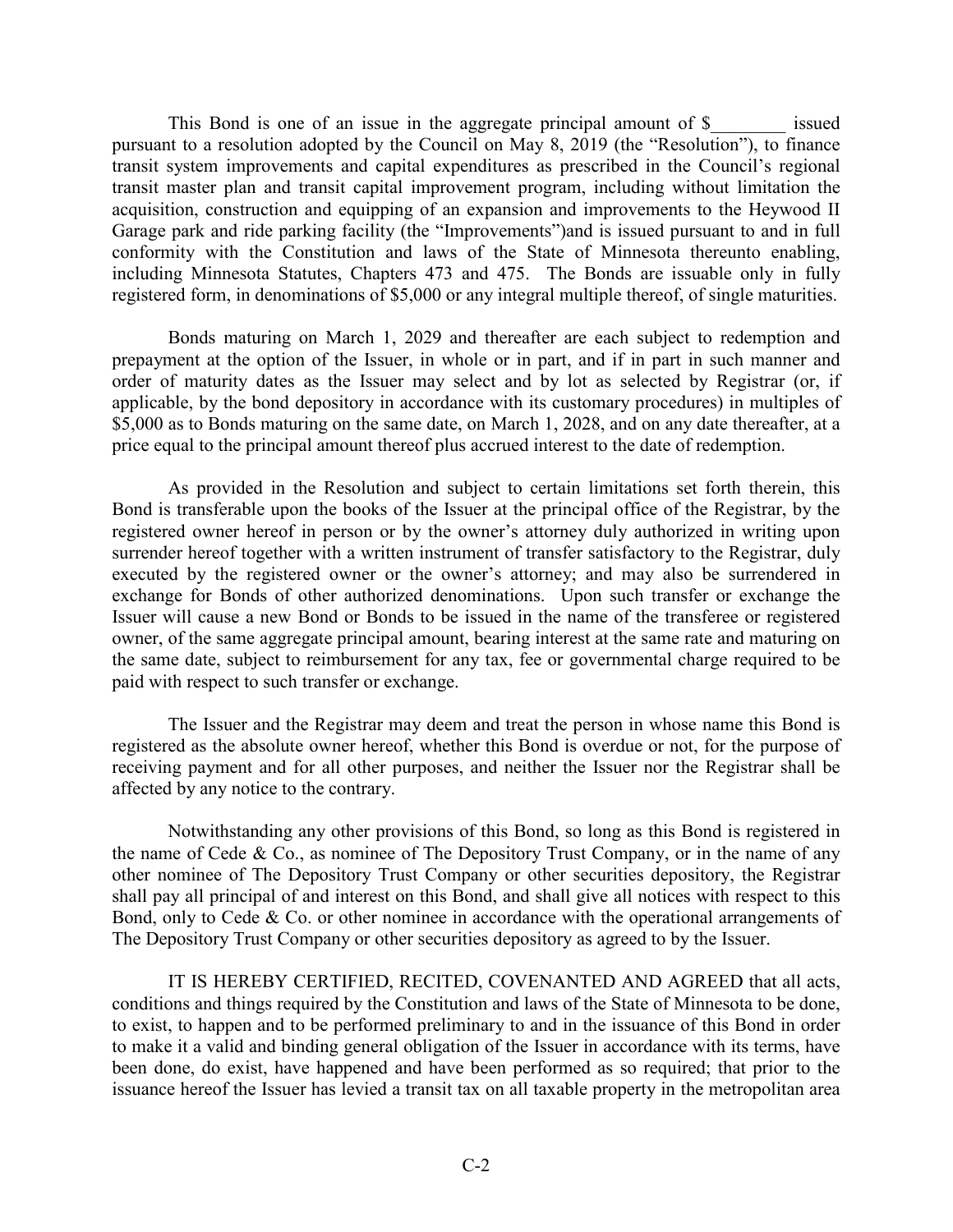This Bond is one of an issue in the aggregate principal amount of $________ issued pursuant to a resolution adopted by the Council on May 8, 2019 (the "Resolution"), to finance transit system improvements and capital expenditures as prescribed in the Council's regional transit master plan and transit capital improvement program, including without limitation the acquisition, construction and equipping of an expansion and improvements to the Heywood II Garage park and ride parking facility (the "Improvements")and is issued pursuant to and in full conformity with the Constitution and laws of the State of Minnesota thereunto enabling, including Minnesota Statutes, Chapters 473 and 475. The Bonds are issuable only in fully registered form, in denominations of $5,000 or any integral multiple thereof, of single maturities.

Bonds maturing on March 1, 2029 and thereafter are each subject to redemption and prepayment at the option of the Issuer, in whole or in part, and if in part in such manner and order of maturity dates as the Issuer may select and by lot as selected by Registrar (or, if applicable, by the bond depository in accordance with its customary procedures) in multiples of $5,000 as to Bonds maturing on the same date, on March 1, 2028, and on any date thereafter, at a price equal to the principal amount thereof plus accrued interest to the date of redemption.

As provided in the Resolution and subject to certain limitations set forth therein, this Bond is transferable upon the books of the Issuer at the principal office of the Registrar, by the registered owner hereof in person or by the owner's attorney duly authorized in writing upon surrender hereof together with a written instrument of transfer satisfactory to the Registrar, duly executed by the registered owner or the owner's attorney; and may also be surrendered in exchange for Bonds of other authorized denominations. Upon such transfer or exchange the Issuer will cause a new Bond or Bonds to be issued in the name of the transferee or registered owner, of the same aggregate principal amount, bearing interest at the same rate and maturing on the same date, subject to reimbursement for any tax, fee or governmental charge required to be paid with respect to such transfer or exchange.

The Issuer and the Registrar may deem and treat the person in whose name this Bond is registered as the absolute owner hereof, whether this Bond is overdue or not, for the purpose of receiving payment and for all other purposes, and neither the Issuer nor the Registrar shall be affected by any notice to the contrary.

Notwithstanding any other provisions of this Bond, so long as this Bond is registered in the name of Cede & Co., as nominee of The Depository Trust Company, or in the name of any other nominee of The Depository Trust Company or other securities depository, the Registrar shall pay all principal of and interest on this Bond, and shall give all notices with respect to this Bond, only to Cede & Co. or other nominee in accordance with the operational arrangements of The Depository Trust Company or other securities depository as agreed to by the Issuer.

IT IS HEREBY CERTIFIED, RECITED, COVENANTED AND AGREED that all acts, conditions and things required by the Constitution and laws of the State of Minnesota to be done, to exist, to happen and to be performed preliminary to and in the issuance of this Bond in order to make it a valid and binding general obligation of the Issuer in accordance with its terms, have been done, do exist, have happened and have been performed as so required; that prior to the issuance hereof the Issuer has levied a transit tax on all taxable property in the metropolitan area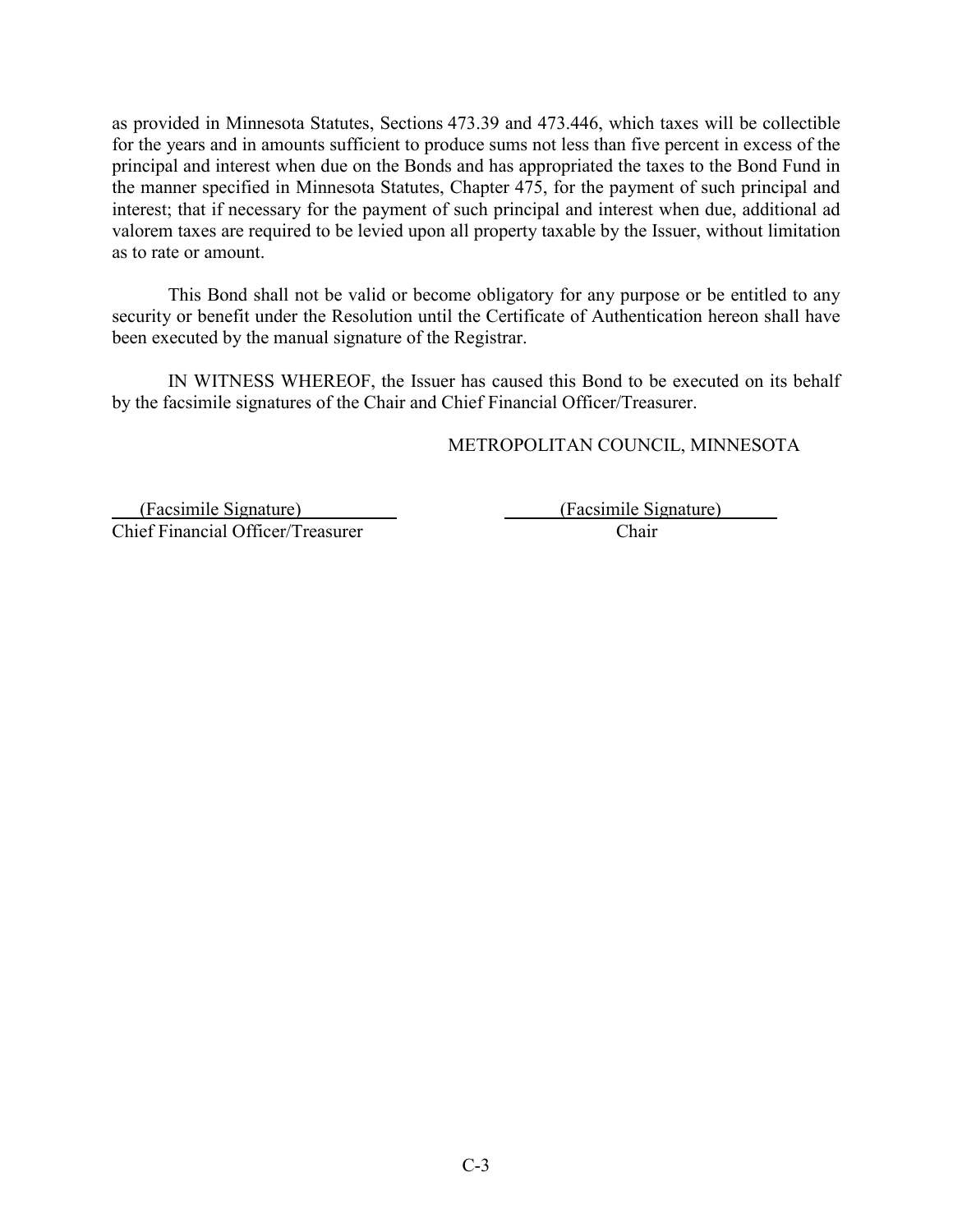as provided in Minnesota Statutes, Sections 473.39 and 473.446, which taxes will be collectible for the years and in amounts sufficient to produce sums not less than five percent in excess of the principal and interest when due on the Bonds and has appropriated the taxes to the Bond Fund in the manner specified in Minnesota Statutes, Chapter 475, for the payment of such principal and interest; that if necessary for the payment of such principal and interest when due, additional ad valorem taxes are required to be levied upon all property taxable by the Issuer, without limitation as to rate or amount.

This Bond shall not be valid or become obligatory for any purpose or be entitled to any security or benefit under the Resolution until the Certificate of Authentication hereon shall have been executed by the manual signature of the Registrar.

IN WITNESS WHEREOF, the Issuer has caused this Bond to be executed on its behalf by the facsimile signatures of the Chair and Chief Financial Officer/Treasurer.

METROPOLITAN COUNCIL, MINNESOTA

| | |
|---|---|
| (Facsimile Signature) | (Facsimile Signature) |
| Chief Financial Officer/Treasurer | Chair |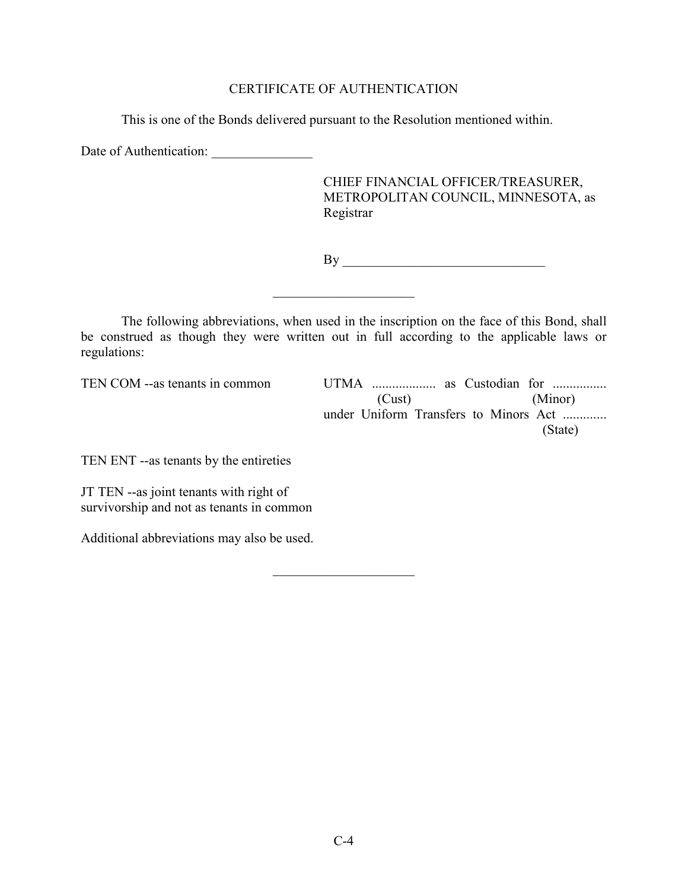CERTIFICATE OF AUTHENTICATION

This is one of the Bonds delivered pursuant to the Resolution mentioned within.

Date of Authentication: _______________

CHIEF FINANCIAL OFFICER/TREASURER, METROPOLITAN COUNCIL, MINNESOTA, as Registrar

By ______________________________

---

The following abbreviations, when used in the inscription on the face of this Bond, shall be construed as though they were written out in full according to the applicable laws or regulations:

TEN COM --as tenants in common

UTMA .................. as Custodian for ................
(Cust) (Minor)
under Uniform Transfers to Minors Act .............
(State)

TEN ENT --as tenants by the entireties

JT TEN --as joint tenants with right of survivorship and not as tenants in common

Additional abbreviations may also be used.

---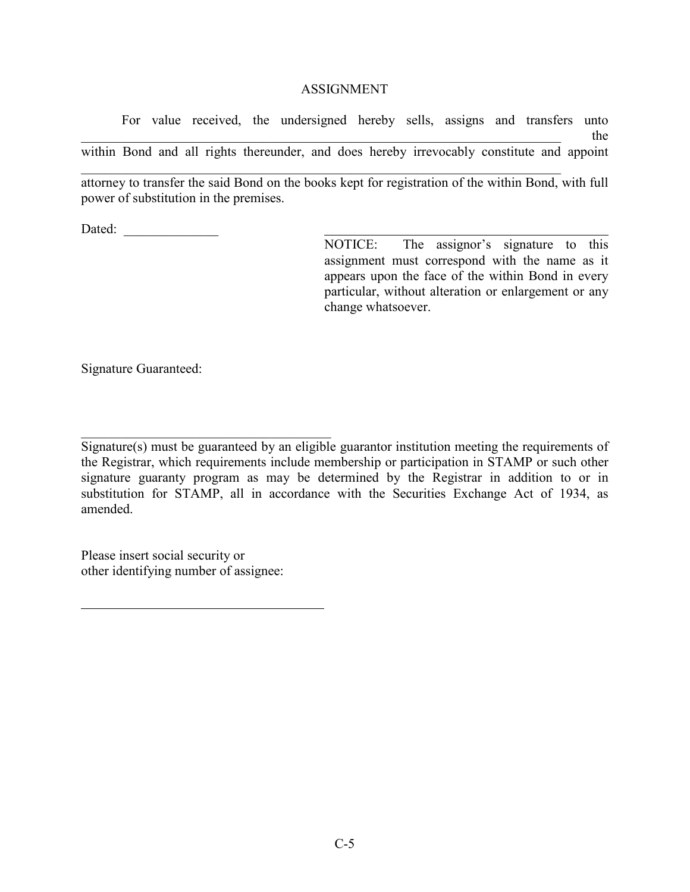ASSIGNMENT

For value received, the undersigned hereby sells, assigns and transfers unto \_\_\_\_\_\_\_\_\_\_\_\_\_\_\_\_\_\_\_\_\_\_\_\_\_\_\_\_\_\_\_\_\_\_\_\_\_\_\_\_\_\_\_\_\_\_\_\_\_\_\_\_\_\_\_\_\_\_\_\_\_\_\_\_\_\_\_\_\_\_ the within Bond and all rights thereunder, and does hereby irrevocably constitute and appoint \_\_\_\_\_\_\_\_\_\_\_\_\_\_\_\_\_\_\_\_\_\_\_\_\_\_\_\_\_\_\_\_\_\_\_\_\_\_\_\_\_\_\_\_\_\_\_\_\_\_\_\_\_\_\_\_\_\_\_\_\_\_\_\_\_\_\_\_\_\_ attorney to transfer the said Bond on the books kept for registration of the within Bond, with full power of substitution in the premises.

Dated: \_\_\_\_\_\_\_\_\_\_\_\_\_\_

\_\_\_\_\_\_\_\_\_\_\_\_\_\_\_\_\_\_\_\_\_\_\_\_\_\_\_\_\_\_\_\_\_\_\_\_\_\_\_\_

NOTICE: The assignor's signature to this assignment must correspond with the name as it appears upon the face of the within Bond in every particular, without alteration or enlargement or any change whatsoever.

Signature Guaranteed:

\_\_\_\_\_\_\_\_\_\_\_\_\_\_\_\_\_\_\_\_\_\_\_\_\_\_\_\_\_\_\_\_\_\_\_\_\_\_

Signature(s) must be guaranteed by an eligible guarantor institution meeting the requirements of the Registrar, which requirements include membership or participation in STAMP or such other signature guaranty program as may be determined by the Registrar in addition to or in substitution for STAMP, all in accordance with the Securities Exchange Act of 1934, as amended.

Please insert social security or
other identifying number of assignee:

\_\_\_\_\_\_\_\_\_\_\_\_\_\_\_\_\_\_\_\_\_\_\_\_\_\_\_\_\_\_\_\_\_\_\_\_\_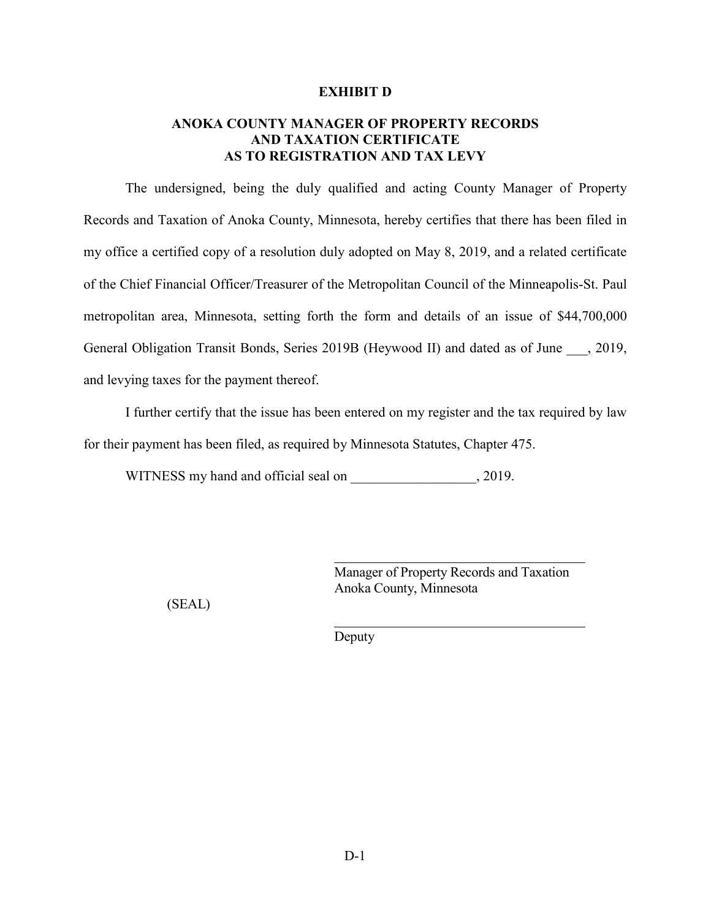# EXHIBIT D

## ANOKA COUNTY MANAGER OF PROPERTY RECORDS AND TAXATION CERTIFICATE AS TO REGISTRATION AND TAX LEVY

The undersigned, being the duly qualified and acting County Manager of Property Records and Taxation of Anoka County, Minnesota, hereby certifies that there has been filed in my office a certified copy of a resolution duly adopted on May 8, 2019, and a related certificate of the Chief Financial Officer/Treasurer of the Metropolitan Council of the Minneapolis-St. Paul metropolitan area, Minnesota, setting forth the form and details of an issue of $44,700,000 General Obligation Transit Bonds, Series 2019B (Heywood II) and dated as of June ___, 2019, and levying taxes for the payment thereof.

I further certify that the issue has been entered on my register and the tax required by law for their payment has been filed, as required by Minnesota Statutes, Chapter 475.

WITNESS my hand and official seal on __________________, 2019.

(SEAL)

_____________________________________
Manager of Property Records and Taxation
Anoka County, Minnesota

_____________________________________
Deputy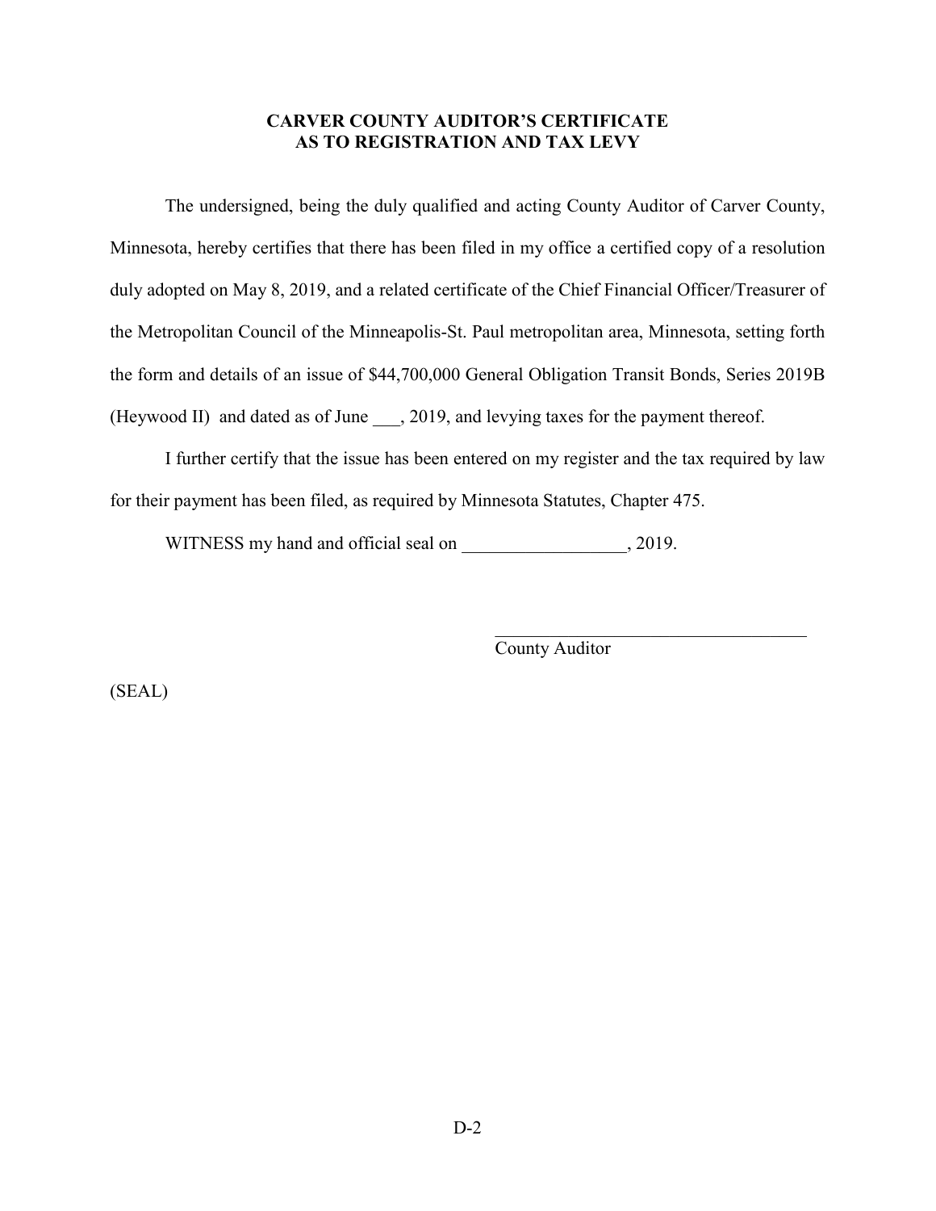**CARVER COUNTY AUDITOR'S CERTIFICATE**
**AS TO REGISTRATION AND TAX LEVY**

The undersigned, being the duly qualified and acting County Auditor of Carver County, Minnesota, hereby certifies that there has been filed in my office a certified copy of a resolution duly adopted on May 8, 2019, and a related certificate of the Chief Financial Officer/Treasurer of the Metropolitan Council of the Minneapolis-St. Paul metropolitan area, Minnesota, setting forth the form and details of an issue of $44,700,000 General Obligation Transit Bonds, Series 2019B (Heywood II) and dated as of June ___, 2019, and levying taxes for the payment thereof.

I further certify that the issue has been entered on my register and the tax required by law for their payment has been filed, as required by Minnesota Statutes, Chapter 475.

WITNESS my hand and official seal on __________________, 2019.

\_\_\_\_\_\_\_\_\_\_\_\_\_\_\_\_\_\_\_\_\_\_\_\_\_\_\_\_\_\_\_\_\_\_\_\_
County Auditor

(SEAL)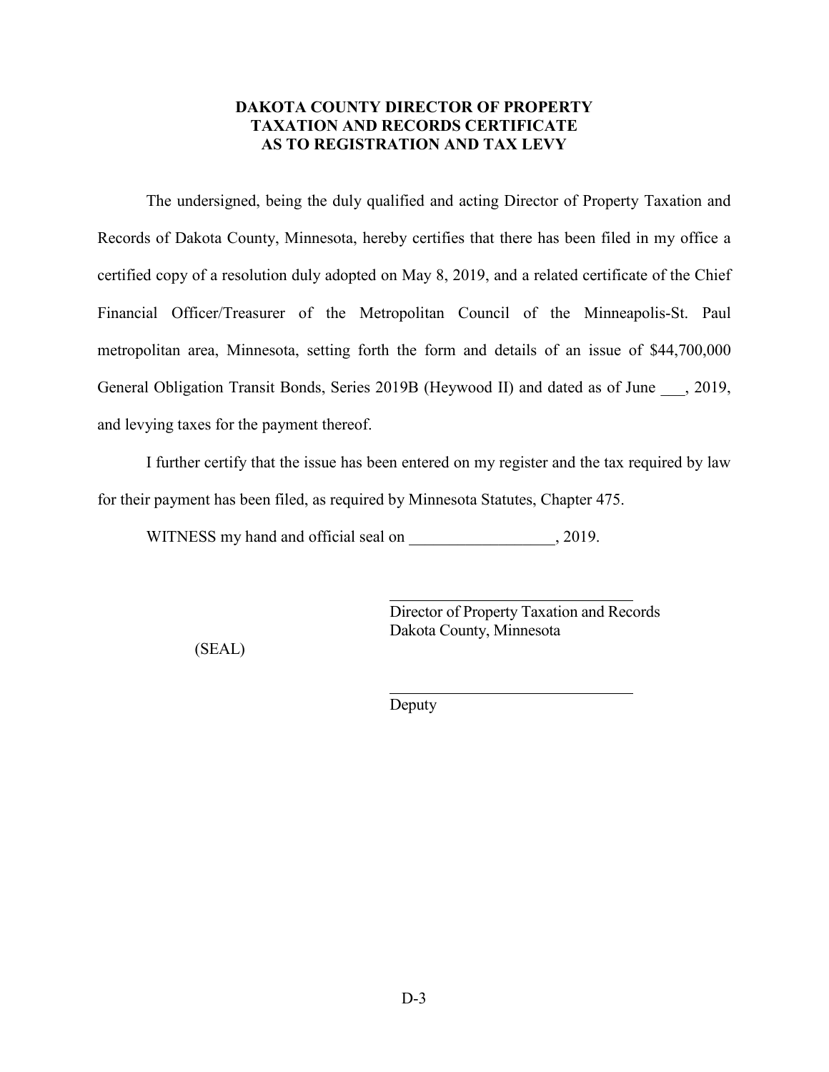# DAKOTA COUNTY DIRECTOR OF PROPERTY TAXATION AND RECORDS CERTIFICATE AS TO REGISTRATION AND TAX LEVY

The undersigned, being the duly qualified and acting Director of Property Taxation and Records of Dakota County, Minnesota, hereby certifies that there has been filed in my office a certified copy of a resolution duly adopted on May 8, 2019, and a related certificate of the Chief Financial Officer/Treasurer of the Metropolitan Council of the Minneapolis-St. Paul metropolitan area, Minnesota, setting forth the form and details of an issue of $44,700,000 General Obligation Transit Bonds, Series 2019B (Heywood II) and dated as of June ___, 2019, and levying taxes for the payment thereof.

I further certify that the issue has been entered on my register and the tax required by law for their payment has been filed, as required by Minnesota Statutes, Chapter 475.

WITNESS my hand and official seal on __________________, 2019.

(SEAL)

_______________________________
Director of Property Taxation and Records
Dakota County, Minnesota

_______________________________
Deputy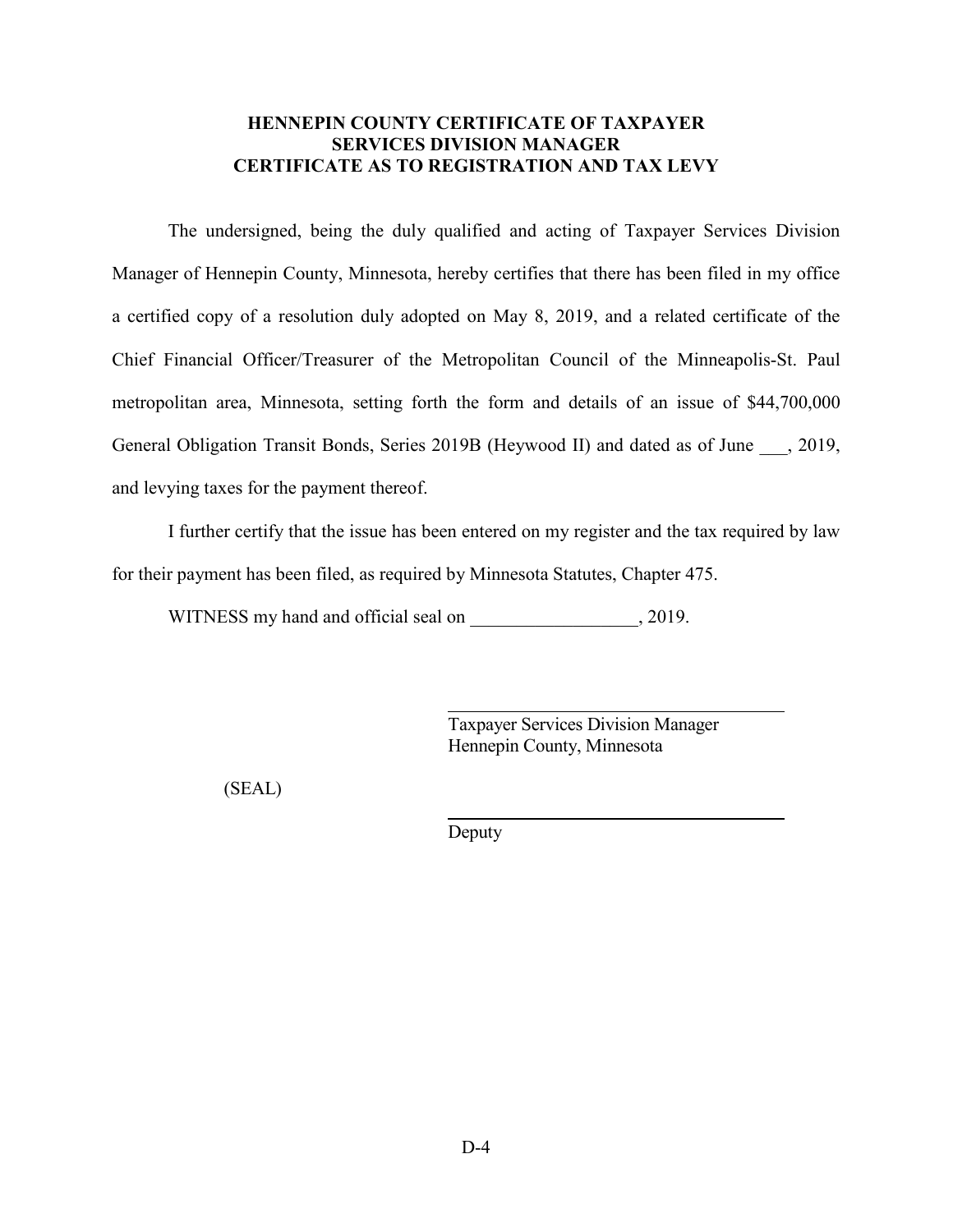**HENNEPIN COUNTY CERTIFICATE OF TAXPAYER SERVICES DIVISION MANAGER CERTIFICATE AS TO REGISTRATION AND TAX LEVY**

The undersigned, being the duly qualified and acting of Taxpayer Services Division Manager of Hennepin County, Minnesota, hereby certifies that there has been filed in my office a certified copy of a resolution duly adopted on May 8, 2019, and a related certificate of the Chief Financial Officer/Treasurer of the Metropolitan Council of the Minneapolis-St. Paul metropolitan area, Minnesota, setting forth the form and details of an issue of $44,700,000 General Obligation Transit Bonds, Series 2019B (Heywood II) and dated as of June ___, 2019, and levying taxes for the payment thereof.

I further certify that the issue has been entered on my register and the tax required by law for their payment has been filed, as required by Minnesota Statutes, Chapter 475.

WITNESS my hand and official seal on __________________, 2019.

_____________________________________
Taxpayer Services Division Manager
Hennepin County, Minnesota

(SEAL)

_____________________________________
Deputy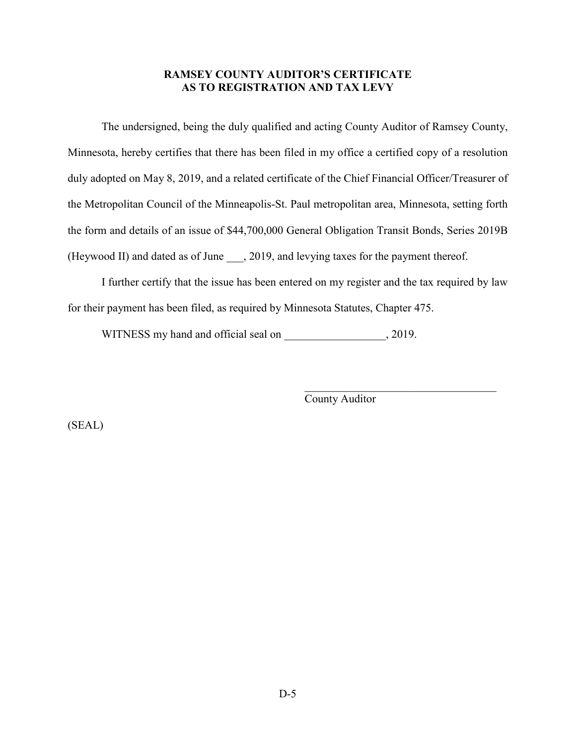**RAMSEY COUNTY AUDITOR'S CERTIFICATE**
**AS TO REGISTRATION AND TAX LEVY**

The undersigned, being the duly qualified and acting County Auditor of Ramsey County, Minnesota, hereby certifies that there has been filed in my office a certified copy of a resolution duly adopted on May 8, 2019, and a related certificate of the Chief Financial Officer/Treasurer of the Metropolitan Council of the Minneapolis-St. Paul metropolitan area, Minnesota, setting forth the form and details of an issue of $44,700,000 General Obligation Transit Bonds, Series 2019B (Heywood II) and dated as of June ___, 2019, and levying taxes for the payment thereof.

I further certify that the issue has been entered on my register and the tax required by law for their payment has been filed, as required by Minnesota Statutes, Chapter 475.

WITNESS my hand and official seal on __________________, 2019.

____________________________________
County Auditor

(SEAL)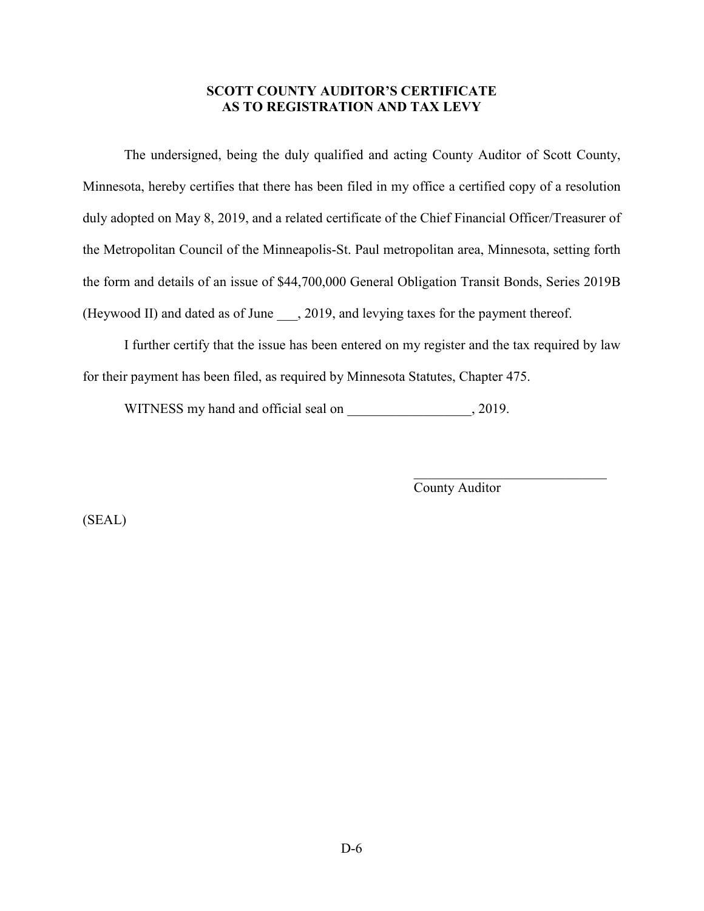**SCOTT COUNTY AUDITOR'S CERTIFICATE**
**AS TO REGISTRATION AND TAX LEVY**

The undersigned, being the duly qualified and acting County Auditor of Scott County, Minnesota, hereby certifies that there has been filed in my office a certified copy of a resolution duly adopted on May 8, 2019, and a related certificate of the Chief Financial Officer/Treasurer of the Metropolitan Council of the Minneapolis-St. Paul metropolitan area, Minnesota, setting forth the form and details of an issue of $44,700,000 General Obligation Transit Bonds, Series 2019B (Heywood II) and dated as of June ___, 2019, and levying taxes for the payment thereof.

I further certify that the issue has been entered on my register and the tax required by law for their payment has been filed, as required by Minnesota Statutes, Chapter 475.

WITNESS my hand and official seal on __________________, 2019.

_____________________________
County Auditor

(SEAL)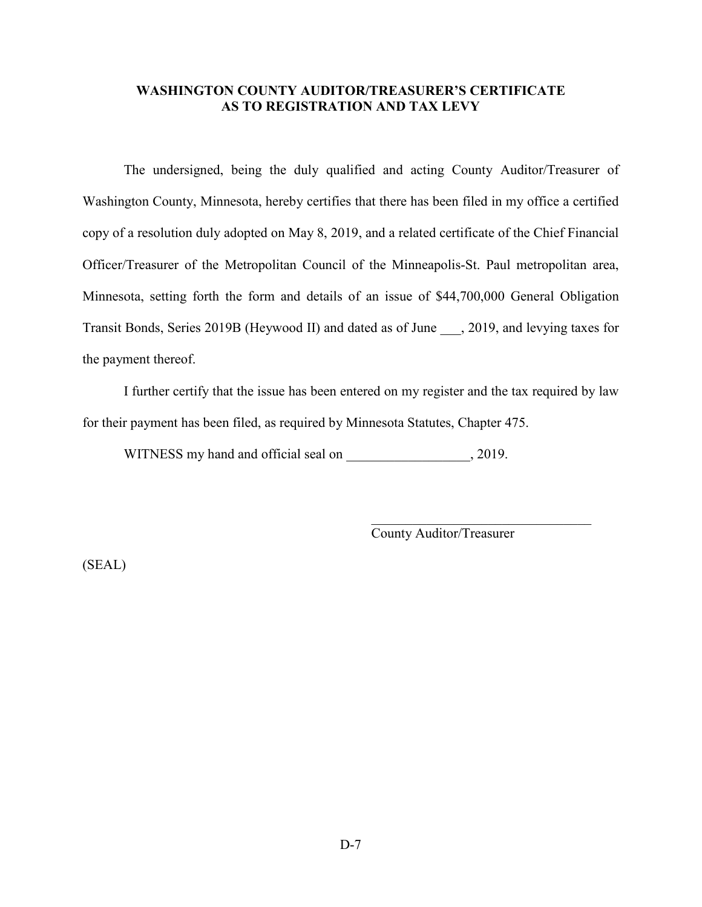**WASHINGTON COUNTY AUDITOR/TREASURER'S CERTIFICATE AS TO REGISTRATION AND TAX LEVY**

The undersigned, being the duly qualified and acting County Auditor/Treasurer of Washington County, Minnesota, hereby certifies that there has been filed in my office a certified copy of a resolution duly adopted on May 8, 2019, and a related certificate of the Chief Financial Officer/Treasurer of the Metropolitan Council of the Minneapolis-St. Paul metropolitan area, Minnesota, setting forth the form and details of an issue of $44,700,000 General Obligation Transit Bonds, Series 2019B (Heywood II) and dated as of June ___, 2019, and levying taxes for the payment thereof.

I further certify that the issue has been entered on my register and the tax required by law for their payment has been filed, as required by Minnesota Statutes, Chapter 475.

WITNESS my hand and official seal on __________________, 2019.

\_\_\_\_\_\_\_\_\_\_\_\_\_\_\_\_\_\_\_\_\_\_\_\_\_\_\_\_\_\_\_\_\_\_
County Auditor/Treasurer

(SEAL)